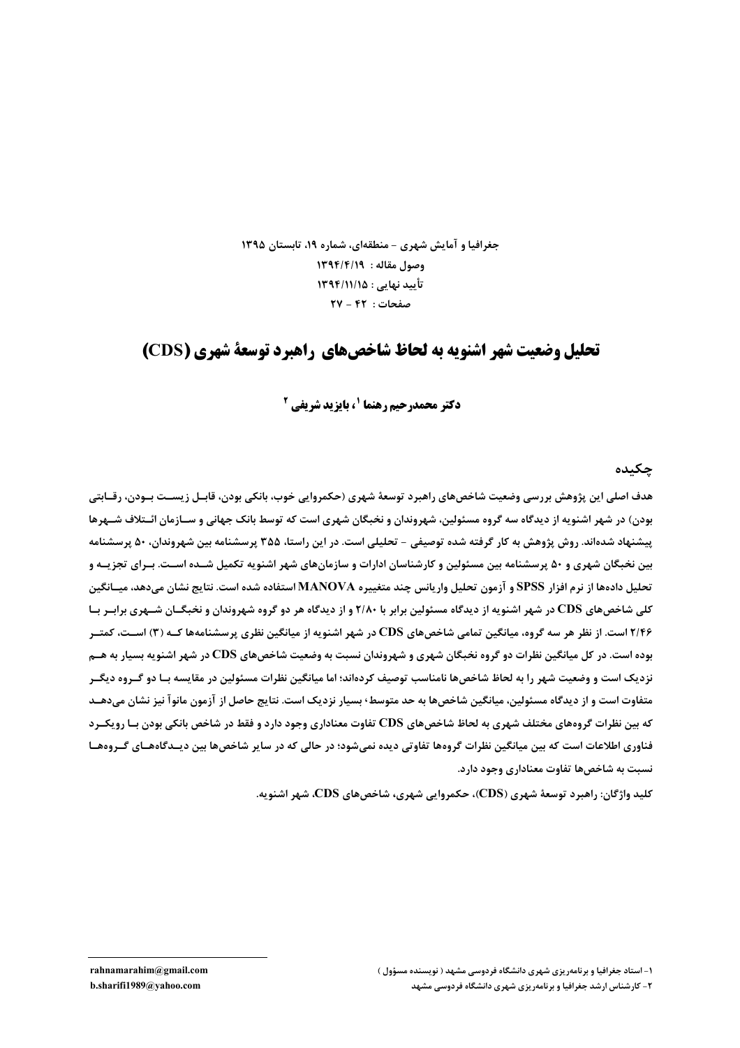جغرافیا و آمایش شهری - منطقه‌ای، شماره ۱۹، تابستان ۱۳۹۵

وصول مقاله : ۱۳۹۴/۴/۱۹

تأیید نهایی : ۱۳۹۴/۱۱/۱۵

صفحات : ۴۲ - ۲۷

# تحلیل وضعیت شهر اشنویه به لحاظ شاخص‌های راهبرد توسعهٔ شهری (CDS)

**دکتر محمدرحیم رهنما [1]، بایزید شریفی [2]**

## چکیده

**هدف اصلی این پژوهش بررسی وضعیت شاخص‌های راهبرد توسعهٔ شهری (حکمروایی خوب، بانکی بودن، قابل زیست بودن، رقابتی بودن) در شهر اشنویه از دیدگاه سه گروه مسئولین، شهروندان و نخبگان شهری است که توسط بانک جهانی و سازمان ائتلاف شهرها پیشنهاد شده‌اند. روش پژوهش به کار گرفته شده توصیفی - تحلیلی است. در این راستا، ۳۵۵ پرسشنامه بین شهروندان، ۵۰ پرسشنامه بین نخبگان شهری و ۵۰ پرسشنامه بین مسئولین و کارشناسان ادارات و سازمان‌های شهر اشنویه تکمیل شده است. برای تجزیه و تحلیل داده‌ها از نرم افزار SPSS و آزمون تحلیل واریانس چند متغییره MANOVA استفاده شده است. نتایج نشان می‌دهد، میانگین کلی شاخص‌های CDS در شهر اشنویه از دیدگاه مسئولین برابر با ۲/۸۰ و از دیدگاه هر دو گروه شهروندان و نخبگان شهری برابر با ۲/۴۶ است. از نظر هر سه گروه، میانگین تمامی شاخص‌های CDS در شهر اشنویه از میانگین نظری پرسشنامه‌ها که (۳) است، کمتر بوده است. در کل میانگین نظرات دو گروه نخبگان شهری و شهروندان نسبت به وضعیت شاخص‌های CDS در شهر اشنویه بسیار به هم نزدیک است و وضعیت شهر را به لحاظ شاخص‌ها نامناسب توصیف کرده‌اند؛ اما میانگین نظرات مسئولین در مقایسه با دو گروه دیگر متفاوت است و از دیدگاه مسئولین، میانگین شاخص‌ها به حد متوسط، بسیار نزدیک است. نتایج حاصل از آزمون مانوآ نیز نشان می‌دهد که بین نظرات گروه‌های مختلف شهری به لحاظ شاخص‌های CDS تفاوت معناداری وجود دارد و فقط در شاخص بانکی بودن با رویکرد فناوری اطلاعات است که بین میانگین نظرات گروه‌ها تفاوتی دیده نمی‌شود؛ در حالی که در سایر شاخص‌ها بین دیدگاه‌های گروه‌ها نسبت به شاخص‌ها تفاوت معناداری وجود دارد.**

**کلید واژگان: راهبرد توسعهٔ شهری (CDS)، حکمروایی شهری، شاخص‌های CDS، شهر اشنویه.**

---

[1]- استاد جغرافیا و برنامه‌ریزی شهری دانشگاه فردوسی مشهد ( نویسنده مسؤول ) rahnamarahim@gmail.com

[2]- کارشناس ارشد جغرافیا و برنامه‌ریزی شهری دانشگاه فردوسی مشهد b.sharifi1989@yahoo.com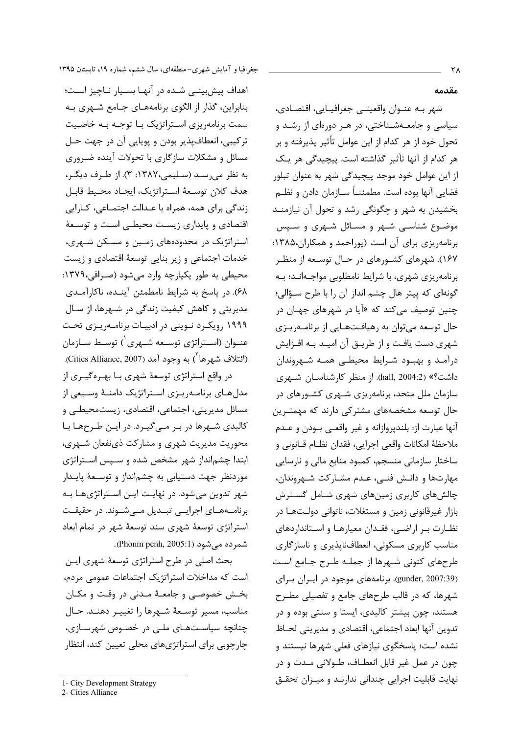## مقدمه

شهر به عنوان واقعیتی جغرافیایی، اقتصادی، سیاسی و جامعه‌شناختی، در هر دوره‌ای از رشد و تحول خود از هر کدام از این عوامل تأثیر پذیرفته و بر هر کدام از آنها تأثیر گذاشته است. پیچیدگی هر یک از این عوامل خود موجد پیچیدگی شهر به عنوان تبلور فضایی آنها بوده است. مطمئناً سازمان دادن و نظم بخشیدن به شهر و چگونگی رشد و تحول آن نیازمند موضوع شناسی شهر و مسائل شهری و سپس برنامه‌ریزی برای آن است (پوراحمد و همکاران،۱۳۸۵: ۱۶۷). شهرهای کشورهای در حال توسعه از منظر برنامه‌ریزی شهری، با شرایط نامطلوبی مواجه‌اند؛ به گونه‌ای که پیتر هال چشم انداز آن را با طرح سؤالی؛ چنین توصیف می‌کند که «آیا در شهرهای جهان در حال توسعه می‌توان به رهیافت‌هایی از برنامه‌ریزی شهری دست یافت و از طریق آن امید به افزایش درآمد و بهبود شرایط محیطی همه شهروندان داشت؟» (hall, 2004:2). از منظر کارشناسان شهری سازمان ملل متحد، برنامه‌ریزی شهری کشورهای در حال توسعه مشخصه‌های مشترکی دارند که مهمترین آنها عبارت از: بلندپروازانه و غیر واقعی بودن و عدم ملاحظهٔ امکانات واقعی اجرایی، فقدان نظام قانونی و ساختار سازمانی منسجم، کمبود منابع مالی و نارسایی مهارت‌ها و دانش فنی، عدم مشارکت شهروندان، چالش‌های کاربری زمین‌های شهری شامل گسترش بازار غیرقانونی زمین و مستغلات، ناتوانی دولت‌ها در نظارت بر اراضی، فقدان معیارها و استانداردهای مناسب کاربری مسکونی، انعطاف‌ناپذیری و ناسازگاری طرح‌های کنونی شهرها از جمله طرح جامع است (gunder, 2007:39). برنامه‌های موجود در ایران برای شهرها، که در قالب طرح‌های جامع و تفصیلی مطرح هستند، چون بیشتر کالبدی، ایستا و سنتی بوده و در تدوین آنها ابعاد اجتماعی، اقتصادی و مدیریتی لحاظ نشده است؛ پاسخگوی نیازهای فعلی شهرها نیستند و چون در عمل غیر قابل انعطاف، طولانی مدت و در نهایت قابلیت اجرایی چندانی ندارند و میزان تحقق اهداف پیش‌بینی شده در آنها بسیار ناچیز است؛ بنابراین، گذار از الگوی برنامه‌های جامع شهری به سمت برنامه‌ریزی استراتژیک با توجه به خاصیت ترکیبی، انعطاف‌پذیر بودن و پویایی آن در جهت حل مسائل و مشکلات سازگاری با تحولات آینده ضروری به نظر می‌رسد (سلیمی،۱۳۸۷: ۳). از طرف دیگر، هدف کلان توسعهٔ استراتژیک، ایجاد محیط قابل زندگی برای همه، همراه با عدالت اجتماعی، کارایی اقتصادی و پایداری زیست محیطی است و توسعهٔ استراتژیک در محدوده‌های زمین و مسکن شهری، خدمات اجتماعی و زیر بنایی توسعهٔ اقتصادی و زیست محیطی به طور یکپارچه وارد می‌شود (صرافی،۱۳۷۹: ۶۸). در پاسخ به شرایط نامطمئن آینده، ناکارآمدی مدیریتی و کاهش کیفیت زندگی در شهرها، از سال ۱۹۹۹ رویکرد نوینی در ادبیات برنامه‌ریزی تحت عنوان (استراتژی توسعه شهری[1]) توسط سازمان (ائتلاف شهرها[2]) به وجود آمد (Cities Alliance, 2007).

در واقع استراتژی توسعهٔ شهری با بهره‌گیری از مدل‌های برنامه‌ریزی استراتژیک دامنهٔ وسیعی از مسائل مدیریتی، اجتماعی، اقتصادی، زیست‌محیطی و کالبدی شهرها در بر می‌گیرد. در این طرح‌ها با محوریت مدیریت شهری و مشارکت ذی‌نفعان شهری، ابتدا چشم‌انداز شهر مشخص شده و سپس استراتژی موردنظر جهت دستیابی به چشم‌انداز و توسعهٔ پایدار شهر تدوین می‌شود. در نهایت این استراتژی‌ها به برنامه‌های اجرایی تبدیل می‌شوند. در حقیقت استراتژی توسعهٔ شهری سند توسعهٔ شهر در تمام ابعاد شمرده می‌شود (Phonm penh, 2005:1).

بحث اصلی در طرح استراتژی توسعهٔ شهری این است که مداخلات استراتژیک اجتماعات عمومی مردم، بخش خصوصی و جامعهٔ مدنی در وقت و مکان مناسب، مسیر توسعهٔ شهرها را تغییر دهند. حال چنانچه سیاست‌های ملی در خصوص شهرسازی، چارچوبی برای استراتژی‌های محلی تعیین کند، انتظار

---

1- City Development Strategy

2- Cities Alliance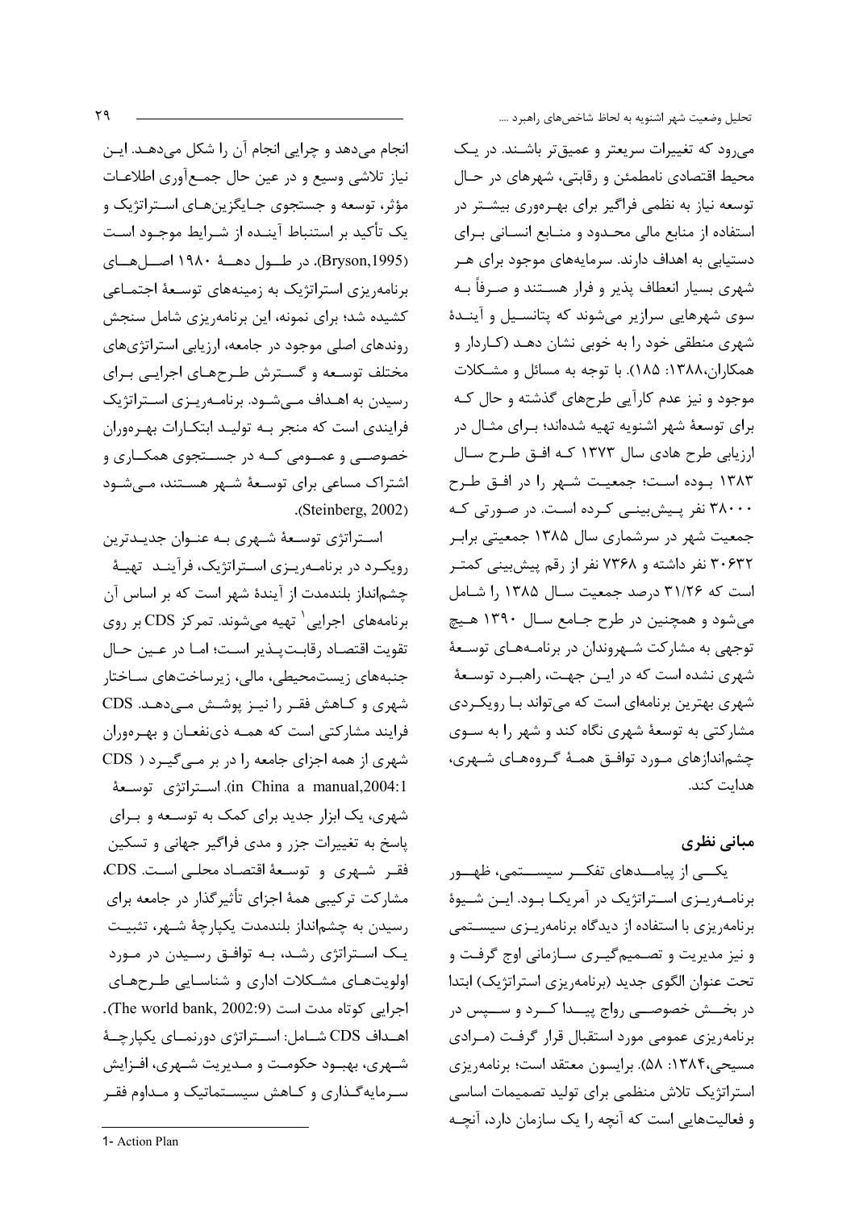می‌رود که تغییرات سریعتر و عمیق‌تر باشند. در یک محیط اقتصادی نامطمئن و رقابتی، شهرهای در حال توسعه نیاز به نظمی فراگیر برای بهره‌وری بیشتر در استفاده از منابع مالی محدود و منابع انسانی برای دستیابی به اهداف دارند. سرمایه‌های موجود برای هر شهری بسیار انعطاف پذیر و فرار هستند و صرفاً به سوی شهرهایی سرازیر می‌شوند که پتانسیل و آیندهٔ شهری منطقی خود را به خوبی نشان دهد (کاردار و همکاران،۱۳۸۸: ۱۸۵). با توجه به مسائل و مشکلات موجود و نیز عدم کارآیی طرح‌های گذشته و حال که برای توسعهٔ شهر اشنویه تهیه شده‌اند؛ برای مثال در ارزیابی طرح هادی سال ۱۳۷۳ که افق طرح سال ۱۳۸۳ بوده است؛ جمعیت شهر را در افق طرح ۳۸۰۰۰ نفر پیش‌بینی کرده است. در صورتی که جمعیت شهر در سرشماری سال ۱۳۸۵ جمعیتی برابر ۳۰۶۳۲ نفر داشته و ۷۳۶۸ نفر از رقم پیش‌بینی کمتر است که ۳۱/۲۶ درصد جمعیت سال ۱۳۸۵ را شامل می‌شود و همچنین در طرح جامع سال ۱۳۹۰ هیچ توجهی به مشارکت شهروندان در برنامه‌های توسعهٔ شهری نشده است که در این جهت، راهبرد توسعهٔ شهری بهترین برنامه‌ای است که می‌تواند با رویکردی مشارکتی به توسعهٔ شهری نگاه کند و شهر را به سوی چشم‌اندازهای مورد توافق همهٔ گروه‌های شهری، هدایت کند.

## مبانی نظری

یکی از پیامدهای تفکر سیستمی، ظهور برنامه‌ریزی استراتژیک در آمریکا بود. این شیوهٔ برنامه‌ریزی با استفاده از دیدگاه برنامه‌ریزی سیستمی و نیز مدیریت و تصمیم‌گیری سازمانی اوج گرفت و تحت عنوان الگوی جدید (برنامه‌ریزی استراتژیک) ابتدا در بخش خصوصی رواج پیدا کرد و سپس در برنامه‌ریزی عمومی مورد استقبال قرار گرفت (مرادی مسیحی،۱۳۸۴: ۵۸). برایسون معتقد است؛ برنامه‌ریزی استراتژیک تلاش منظمی برای تولید تصمیمات اساسی و فعالیت‌هایی است که آنچه را یک سازمان دارد، آنچه انجام می‌دهد و چرایی انجام آن را شکل می‌دهد. این نیاز تلاشی وسیع و در عین حال جمع‌آوری اطلاعات مؤثر، توسعه و جستجوی جایگزین‌های استراتژیک و یک تأکید بر استنباط آینده از شرایط موجود است (Bryson,1995). در طول دههٔ ۱۹۸۰ اصل‌های برنامه‌ریزی استراتژیک به زمینه‌های توسعهٔ اجتماعی کشیده شد؛ برای نمونه، این برنامه‌ریزی شامل سنجش روندهای اصلی موجود در جامعه، ارزیابی استراتژی‌های مختلف توسعه و گسترش طرح‌های اجرایی برای رسیدن به اهداف می‌شود. برنامه‌ریزی استراتژیک فرایندی است که منجر به تولید ابتکارات بهره‌وران خصوصی و عمومی که در جستجوی همکاری و اشتراک مساعی برای توسعهٔ شهر هستند، می‌شود (Steinberg, 2002).

استراتژی توسعهٔ شهری به عنوان جدیدترین رویکرد در برنامه‌ریزی استراتژیک، فرآیند تهیهٔ چشم‌انداز بلندمدت از آیندهٔ شهر است که بر اساس آن برنامه‌های اجرایی[1] تهیه می‌شوند. تمرکز CDS بر روی تقویت اقتصاد رقابت‌پذیر است؛ اما در عین حال جنبه‌های زیست‌محیطی، مالی، زیرساخت‌های ساختار شهری و کاهش فقر را نیز پوشش می‌دهد. CDS فرایند مشارکتی است که همه ذی‌نفعان و بهره‌وران شهری از همه اجزای جامعه را در بر می‌گیرد ( CDS in China a manual,2004:1). استراتژی توسعهٔ شهری، یک ابزار جدید برای کمک به توسعه و برای پاسخ به تغییرات جزر و مدی فراگیر جهانی و تسکین فقر شهری و توسعهٔ اقتصاد محلی است. CDS، مشارکت ترکیبی همهٔ اجزای تأثیرگذار در جامعه برای رسیدن به چشم‌انداز بلندمدت یکپارچهٔ شهر، تثبیت یک استراتژی رشد، به توافق رسیدن در مورد اولویت‌های مشکلات اداری و شناسایی طرح‌های اجرایی کوتاه مدت است (The world bank, 2002:9). اهداف CDS شامل: استراتژی دورنمای یکپارچهٔ شهری، بهبود حکومت و مدیریت شهری، افزایش سرمایه‌گذاری و کاهش سیستماتیک و مداوم فقر

1- Action Plan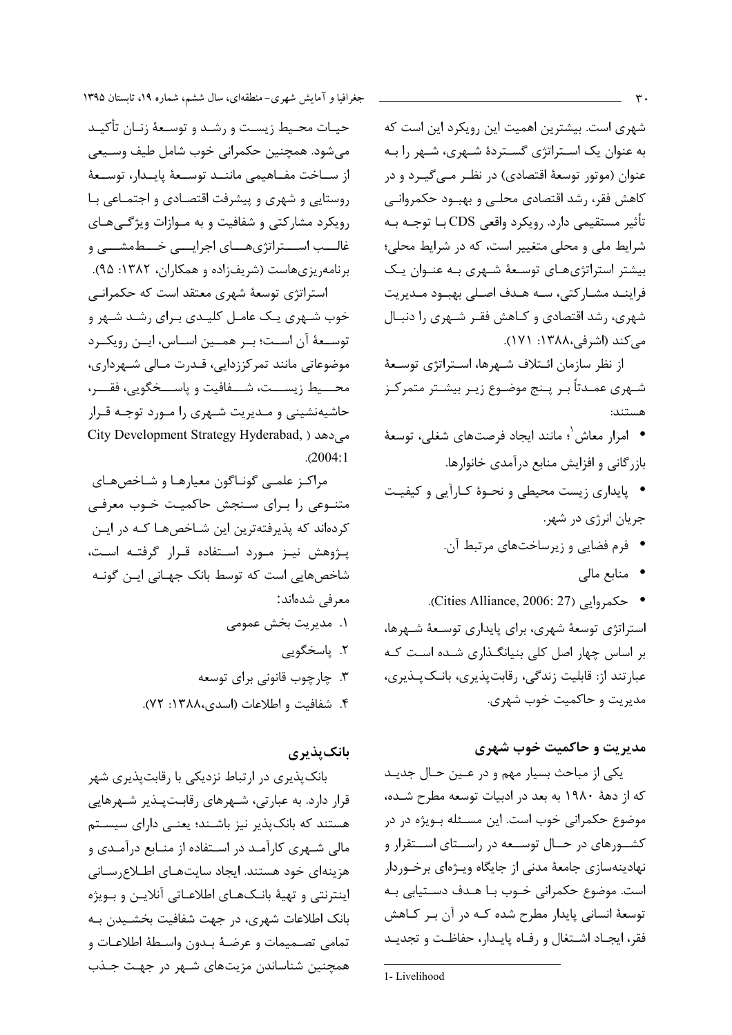شهری است. بیشترین اهمیت این رویکرد این است که به عنوان یک استراتژی گستردهٔ شهری، شهر را به عنوان (موتور توسعهٔ اقتصادی) در نظر می‌گیرد و در کاهش فقر، رشد اقتصادی محلی و بهبود حکمرانی تأثیر مستقیمی دارد. رویکرد واقعی CDS با توجه به شرایط ملی و محلی متغییر است، که در شرایط محلی؛ بیشتر استراتژی‌های توسعهٔ شهری به عنوان یک فرایند مشارکتی، سه هدف اصلی بهبود مدیریت شهری، رشد اقتصادی و کاهش فقر شهری را دنبال می‌کند (اشرفی،۱۳۸۸: ۱۷۱).

از نظر سازمان ائتلاف شهرها، استراتژی توسعهٔ شهری عمدتاً بر پنج موضوع زیر بیشتر متمرکز هستند:

- امرار معاش[1]؛ مانند ایجاد فرصت‌های شغلی، توسعهٔ بازرگانی و افزایش منابع درآمدی خانوارها.
- پایداری زیست محیطی و نحوهٔ کارآیی و کیفیت جریان انرژی در شهر.
- فرم فضایی و زیرساخت‌های مرتبط آن.
- منابع مالی
- حکمروایی (Cities Alliance, 2006: 27).

استراتژی توسعهٔ شهری، برای پایداری توسعهٔ شهرها، بر اساس چهار اصل کلی بنیانگذاری شده است که عبارتند از: قابلیت زندگی، رقابت‌پذیری، بانک‌پذیری، مدیریت و حاکمیت خوب شهری.

## مدیریت و حاکمیت خوب شهری

یکی از مباحث بسیار مهم و در عین حال جدید که از دههٔ ۱۹۸۰ به بعد در ادبیات توسعه مطرح شده، موضوع حکمرانی خوب است. این مسئله بویژه در در کشورهای در حال توسعه در راستای استقرار و نهادینه‌سازی جامعهٔ مدنی از جایگاه ویژه‌ای برخوردار است. موضوع حکمرانی خوب با هدف دستیابی به توسعهٔ انسانی پایدار مطرح شده که در آن بر کاهش فقر، ایجاد اشتغال و رفاه پایدار، حفاظت و تجدید حیات محیط زیست و رشد و توسعهٔ زنان تأکید می‌شود. همچنین حکمرانی خوب شامل طیف وسیعی از ساخت مفاهیمی مانند توسعهٔ پایدار، توسعهٔ روستایی و شهری و پیشرفت اقتصادی و اجتماعی با رویکرد مشارکتی و شفافیت و به موازات ویژگی‌های غالب استراتژی‌های اجرایی خط‌مشی و برنامه‌ریزی‌هاست (شریف‌زاده و همکاران، ۱۳۸۲: ۹۵).

استراتژی توسعهٔ شهری معتقد است که حکمرانی خوب شهری یک عامل کلیدی برای رشد شهر و توسعهٔ آن است؛ بر همین اساس، این رویکرد موضوعاتی مانند تمرکززدایی، قدرت مالی شهرداری، محیط زیست، شفافیت و پاسخگویی، فقر، حاشیه‌نشینی و مدیریت شهری را مورد توجه قرار می‌دهد (City Development Strategy Hyderabad, 2004:1).

مراکز علمی گوناگون معیارها و شاخص‌های متنوعی را برای سنجش حاکمیت خوب معرفی کرده‌اند که پذیرفته‌ترین این شاخص‌ها که در این پژوهش نیز مورد استفاده قرار گرفته است، شاخص‌هایی است که توسط بانک جهانی این گونه معرفی شده‌اند:

۱. مدیریت بخش عمومی
۲. پاسخگویی
۳. چارچوب قانونی برای توسعه
۴. شفافیت و اطلاعات (اسدی،۱۳۸۸: ۷۲).

## بانک‌پذیری

بانک‌پذیری در ارتباط نزدیکی با رقابت‌پذیری شهر قرار دارد. به عبارتی، شهرهای رقابت‌پذیر شهرهایی هستند که بانک‌پذیر نیز باشند؛ یعنی دارای سیستم مالی شهری کارآمد در استفاده از منابع درآمدی و هزینه‌ای خود هستند. ایجاد سایت‌های اطلاع‌رسانی اینترنتی و تهیهٔ بانک‌های اطلاعاتی آنلاین و بویژه بانک اطلاعات شهری، در جهت شفافیت بخشیدن به تمامی تصمیمات و عرضهٔ بدون واسطهٔ اطلاعات و همچنین شناساندن مزیت‌های شهر در جهت جذب

---

1- Livelihood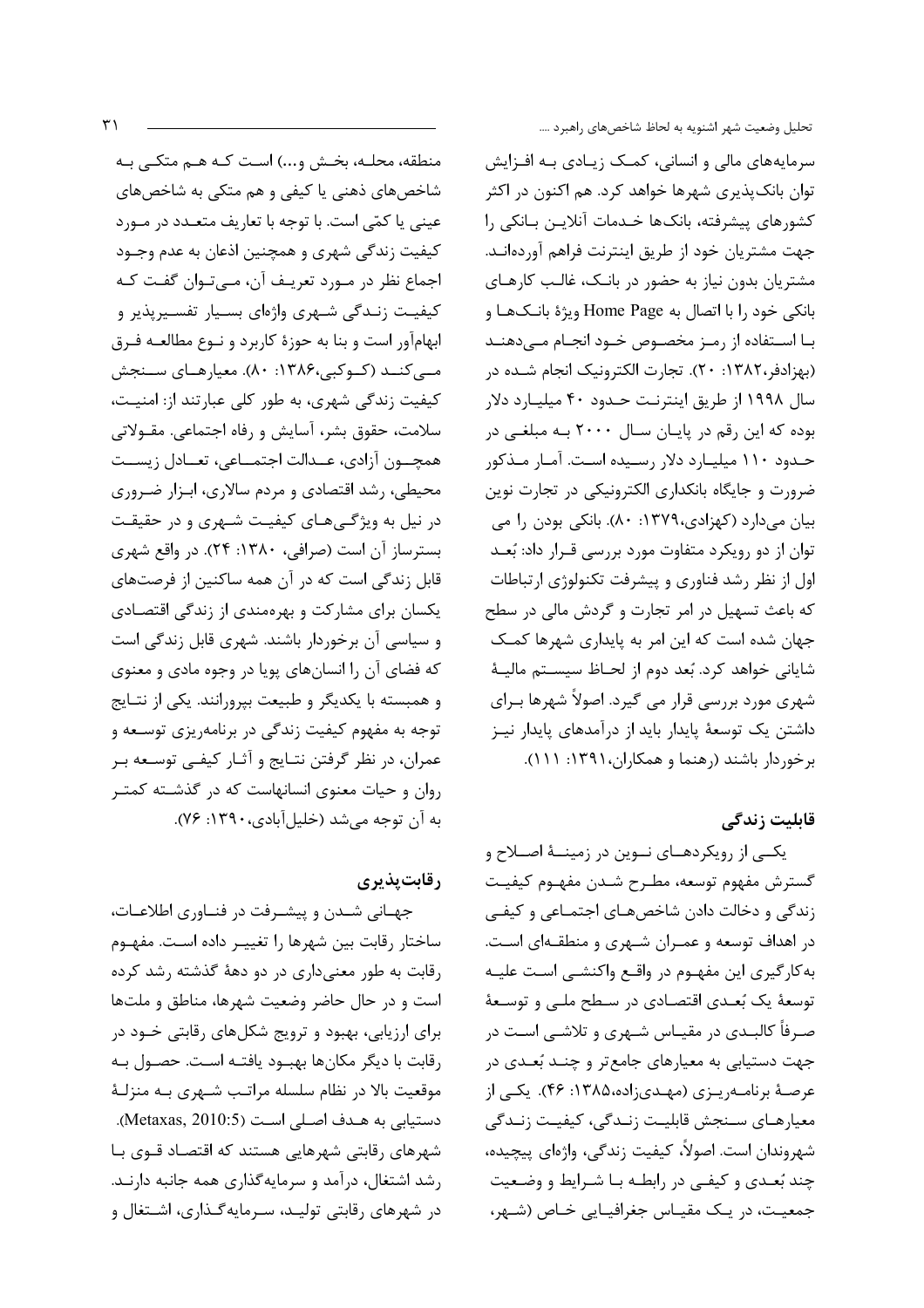سرمایه‌های مالی و انسانی، کمک زیادی به افزایش توان بانک‌پذیری شهرها خواهد کرد. هم اکنون در اکثر کشورهای پیشرفته، بانک‌ها خدمات آنلاین بانکی را جهت مشتریان خود از طریق اینترنت فراهم آورده‌اند. مشتریان بدون نیاز به حضور در بانک، غالب کارهای بانکی خود را با اتصال به Home Page ویژهٔ بانک‌ها و با استفاده از رمز مخصوص خود انجام می‌دهند (بهزادفر،۱۳۸۲: ۲۰). تجارت الکترونیک انجام شده در سال ۱۹۹۸ از طریق اینترنت حدود ۴۰ میلیارد دلار بوده که این رقم در پایان سال ۲۰۰۰ به مبلغی در حدود ۱۱۰ میلیارد دلار رسیده است. آمار مذکور ضرورت و جایگاه بانکداری الکترونیکی در تجارت نوین بیان می‌دارد (کهزادی،۱۳۷۹: ۸۰). بانکی بودن را می توان از دو رویکرد متفاوت مورد بررسی قرار داد: بُعد اول از نظر رشد فناوری و پیشرفت تکنولوژی ارتباطات که باعث تسهیل در امر تجارت و گردش مالی در سطح جهان شده است که این امر به پایداری شهرها کمک شایانی خواهد کرد. بُعد دوم از لحاظ سیستم مالیهٔ شهری مورد بررسی قرار می گیرد. اصولاً شهرها برای داشتن یک توسعهٔ پایدار باید از درآمدهای پایدار نیز برخوردار باشند (رهنما و همکاران،۱۳۹۱: ۱۱۱).

## قابلیت زندگی

یکی از رویکردهای نوین در زمینهٔ اصلاح و گسترش مفهوم توسعه، مطرح شدن مفهوم کیفیت زندگی و دخالت دادن شاخص‌های اجتماعی و کیفی در اهداف توسعه و عمران شهری و منطقه‌ای است. به‌کارگیری این مفهوم در واقع واکنشی است علیه توسعهٔ یک بُعدی اقتصادی در سطح ملی و توسعهٔ صرفاً کالبدی در مقیاس شهری و تلاشی است در جهت دستیابی به معیارهای جامع‌تر و چند بُعدی در عرصهٔ برنامه‌ریزی (مهدی‌زاده،۱۳۸۵: ۴۶). یکی از معیارهای سنجش قابلیت زندگی، کیفیت زندگی شهروندان است. اصولاً، کیفیت زندگی، واژه‌ای پیچیده، چند بُعدی و کیفی در رابطه با شرایط و وضعیت جمعیت، در یک مقیاس جغرافیایی خاص (شهر، منطقه، محله، بخش و...) است که هم متکی به شاخص‌های ذهنی یا کیفی و هم متکی به شاخص‌های عینی یا کمّی است. با توجه با تعاریف متعدد در مورد کیفیت زندگی شهری و همچنین اذعان به عدم وجود اجماع نظر در مورد تعریف آن، می‌توان گفت که کیفیت زندگی شهری واژه‌ای بسیار تفسیرپذیر و ابهام‌آور است و بنا به حوزهٔ کاربرد و نوع مطالعه فرق می‌کند (کوکبی،۱۳۸۶: ۸۰). معیارهای سنجش کیفیت زندگی شهری، به طور کلی عبارتند از: امنیت، سلامت، حقوق بشر، آسایش و رفاه اجتماعی. مقولاتی همچون آزادی، عدالت اجتماعی، تعادل زیست محیطی، رشد اقتصادی و مردم سالاری، ابزار ضروری در نیل به ویژگی‌های کیفیت شهری و در حقیقت بسترساز آن است (صرافی، ۱۳۸۰: ۲۴). در واقع شهری قابل زندگی است که در آن همه ساکنین از فرصت‌های یکسان برای مشارکت و بهره‌مندی از زندگی اقتصادی و سیاسی آن برخوردار باشند. شهری قابل زندگی است که فضای آن را انسان‌های پویا در وجوه مادی و معنوی و همبسته با یکدیگر و طبیعت بپرورانند. یکی از نتایج توجه به مفهوم کیفیت زندگی در برنامه‌ریزی توسعه و عمران، در نظر گرفتن نتایج و آثار کیفی توسعه بر روان و حیات معنوی انسانهاست که در گذشته کمتر به آن توجه می‌شد (خلیل‌آبادی،۱۳۹۰: ۷۶).

## رقابت‌پذیری

جهانی شدن و پیشرفت در فناوری اطلاعات، ساختار رقابت بین شهرها را تغییر داده است. مفهوم رقابت به طور معنی‌داری در دو دههٔ گذشته رشد کرده است و در حال حاضر وضعیت شهرها، مناطق و ملت‌ها برای ارزیابی، بهبود و ترویج شکل‌های رقابتی خود در رقابت با دیگر مکان‌ها بهبود یافته است. حصول به موقعیت بالا در نظام سلسله مراتب شهری به منزلهٔ دستیابی به هدف اصلی است (Metaxas, 2010:5). شهرهای رقابتی شهرهایی هستند که اقتصاد قوی با رشد اشتغال، درآمد و سرمایه‌گذاری همه جانبه دارند. در شهرهای رقابتی تولید، سرمایه‌گذاری، اشتغال و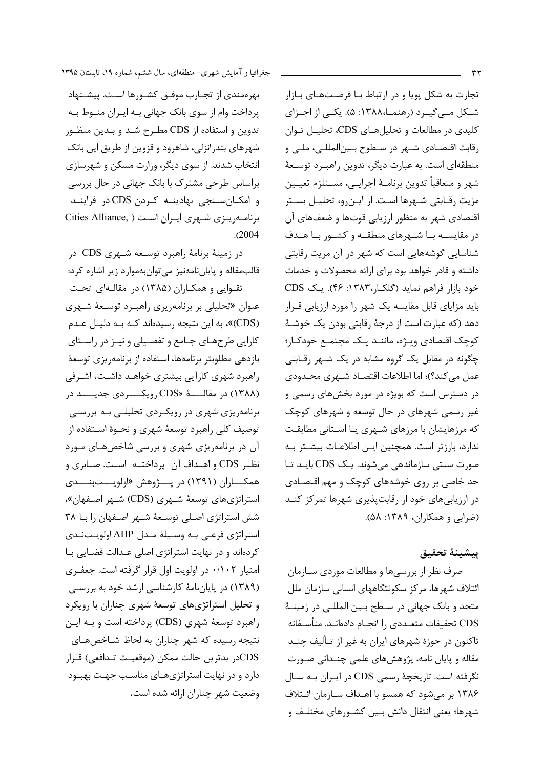تجارت به شکل پویا و در ارتباط با فرصت‌های بازار شکل می‌گیرد (رهنما،۱۳۸۸: ۵). یکی از اجزای کلیدی در مطالعات و تحلیل‌های CDS، تحلیل توان رقابت اقتصادی شهر در سطوح بین‌المللی، ملی و منطقه‌ای است. به عبارت دیگر، تدوین راهبرد توسعهٔ شهر و متعاقباً تدوین برنامهٔ اجرایی، مستلزم تعیین مزیت رقابتی شهرها است. از این‌رو، تحلیل بستر اقتصادی شهر به منظور ارزیابی قوت‌ها و ضعف‌های آن در مقایسه با شهرهای منطقه و کشور با هدف شناسایی گوشه‌هایی است که شهر در آن مزیت رقابتی داشته و قادر خواهد بود برای ارائه محصولات و خدمات خود بازار فراهم نماید (گلکار،۱۳۸۳: ۴۶). یک CDS باید مزایای قابل مقایسه یک شهر را مورد ارزیابی قرار دهد (که عبارت است از درجهٔ رقابتی بودن یک خوشهٔ کوچک اقتصادی ویژه، مانند یک مجتمع خودکار؛ چگونه در مقابل یک گروه مشابه در یک شهر رقابتی عمل می‌کند؟)؛ اما اطلاعات اقتصاد شهری محدودی در دسترس است که بویژه در مورد بخش‌های رسمی و غیر رسمی شهرهای در حال توسعه و شهرهای کوچک که مرزهایشان با مرزهای شهری یا استانی مطابقت ندارد، بارزتر است. همچنین این اطلاعات بیشتر به صورت سنتی سازماندهی می‌شوند. یک CDS باید تا حد خاصی بر روی خوشه‌های کوچک و مهم اقتصادی در ارزیابی‌های خود از رقابت‌پذیری شهرها تمرکز کند (ضرابی و همکاران، ۱۳۸۹: ۵۸).

## پیشینهٔ تحقیق

صرف نظر از بررسی‌ها و مطالعات موردی سازمان ائتلاف شهرها، مرکز سکونتگاههای انسانی سازمان ملل متحد و بانک جهانی در سطح بین المللی در زمینهٔ CDS تحقیقات متعددی را انجام داده‌اند. متأسفانه تاکنون در حوزهٔ شهرهای ایران به غیر از تألیف چند مقاله و پایان نامه، پژوهش‌های علمی چندانی صورت نگرفته است. تاریخچهٔ رسمی CDS در ایران به سال ۱۳۸۶ بر می‌شود که همسو با اهداف سازمان ائتلاف شهرها؛ یعنی انتقال دانش بین کشورهای مختلف و بهره‌مندی از تجارب موفق کشورها است. پیشنهاد پرداخت وام از سوی بانک جهانی به ایران منوط به تدوین و استفاده از CDS مطرح شد و بدین منظور شهرهای بندرانزلی، شاهرود و قزوین از طریق این بانک انتخاب شدند. از سوی دیگر، وزارت مسکن و شهرسازی براساس طرحی مشترک با بانک جهانی در حال بررسی و امکان‌سنجی نهادینه کردن CDS در فرایند برنامه‌ریزی شهری ایران است (Cities Alliance, 2004).

در زمینهٔ برنامهٔ راهبرد توسعه شهری CDS در قالب‌مقاله و پایان‌نامه‌نیز می‌توان‌به‌موارد زیر اشاره کرد:

تقوایی و همکاران (۱۳۸۵) در مقاله‌ای تحت عنوان «تحلیلی بر برنامه‌ریزی راهبرد توسعهٔ شهری (CDS)»، به این نتیجه رسیده‌اند که به دلیل عدم کارایی طرح‌های جامع و تفصیلی و نیز در راستای بازدهی مطلوبتر برنامه‌ها، استفاده از برنامه‌ریزی توسعهٔ راهبرد شهری کارآیی بیشتری خواهد داشت. اشرفی (۱۳۸۸) در مقالهٔ «CDS رویکردی جدید در برنامه‌ریزی شهری در رویکردی تحلیلی به بررسی توصیف کلی راهبرد توسعهٔ شهری و نحوهٔ استفاده از آن در برنامه‌ریزی شهری و بررسی شاخص‌های مورد نظر CDS و اهداف آن پرداخته است. صابری و همکاران (۱۳۹۱) در پژوهش «اولویت‌بندی استراتژی‌های توسعهٔ شهری (CDS) شهر اصفهان»، شش استراتژی اصلی توسعهٔ شهر اصفهان را با ۳۸ استراتژی فرعی به وسیلهٔ مدل AHP اولویت‌بندی کرده‌اند و در نهایت استراتژی اصلی عدالت فضایی با امتیاز ۰/۱۰۲ در اولویت اول قرار گرفته است. جعفری (۱۳۸۹) در پایان‌نامهٔ کارشناسی ارشد خود به بررسی و تحلیل استراتژی‌های توسعهٔ شهری چناران با رویکرد راهبرد توسعهٔ شهری (CDS) پرداخته است و به این نتیجه رسیده که شهر چناران به لحاظ شاخص‌های CDSدر بدترین حالت ممکن (موقعیت تدافعی) قرار دارد و در نهایت استراتژی‌های مناسب جهت بهبود وضعیت شهر چناران ارائه شده است.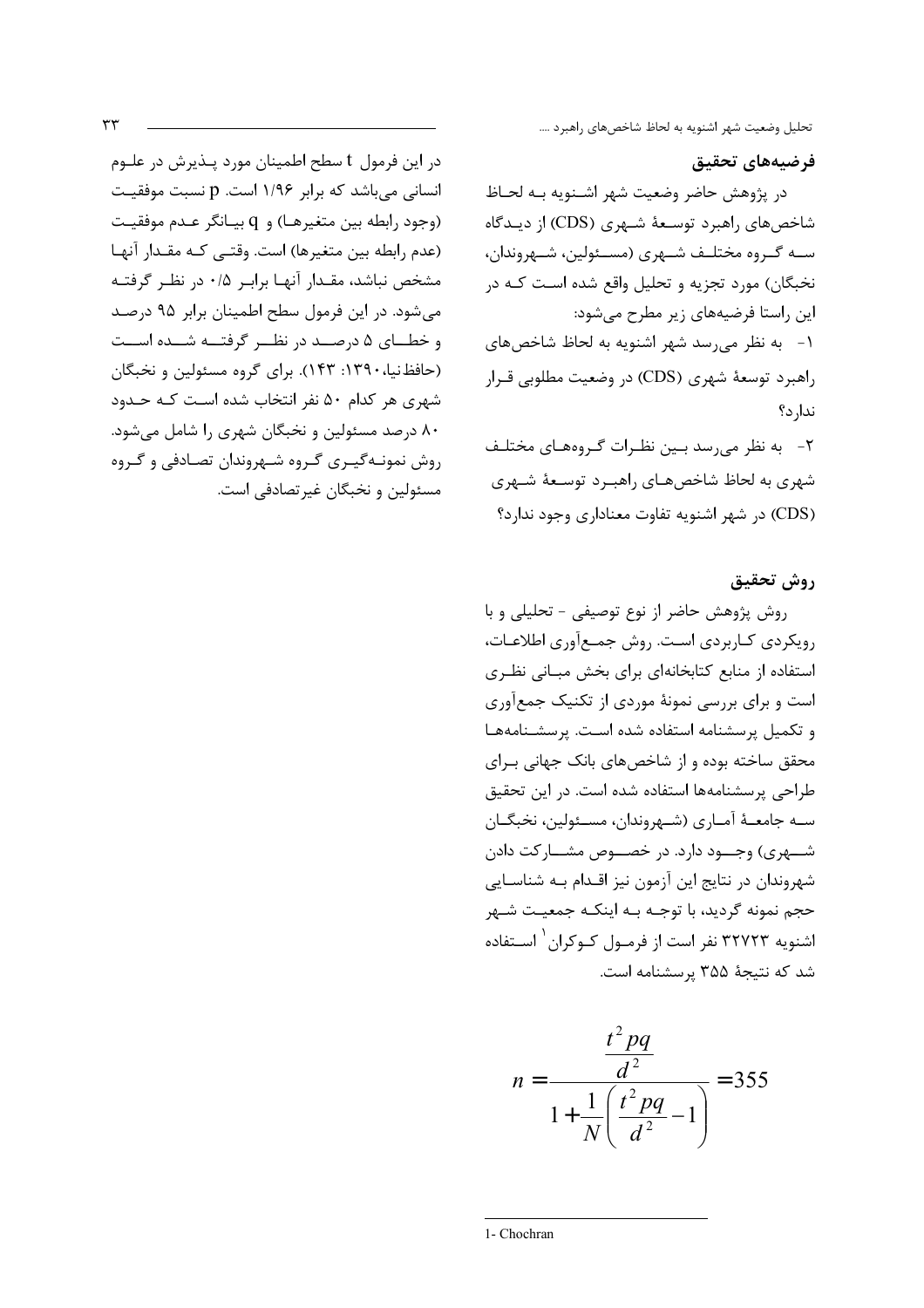## فرضیه‌های تحقیق

در پژوهش حاضر وضعیت شهر اشنویه به لحاظ شاخص‌های راهبرد توسعهٔ شهری (CDS) از دیدگاه سه گروه مختلف شهری (مسئولین، شهروندان، نخبگان) مورد تجزیه و تحلیل واقع شده است که در این راستا فرضیه‌های زیر مطرح می‌شود:

۱- به نظر می‌رسد شهر اشنویه به لحاظ شاخص‌های راهبرد توسعهٔ شهری (CDS) در وضعیت مطلوبی قرار ندارد؟

۲- به نظر می‌رسد بین نظرات گروه‌های مختلف شهری به لحاظ شاخص‌های راهبرد توسعهٔ شهری (CDS) در شهر اشنویه تفاوت معناداری وجود ندارد؟

## روش تحقیق

روش پژوهش حاضر از نوع توصیفی - تحلیلی و با رویکردی کاربردی است. روش جمع‌آوری اطلاعات، استفاده از منابع کتابخانه‌ای برای بخش مبانی نظری است و برای بررسی نمونهٔ موردی از تکنیک جمع‌آوری و تکمیل پرسشنامه استفاده شده است. پرسشنامه‌ها محقق ساخته بوده و از شاخص‌های بانک جهانی برای طراحی پرسشنامه‌ها استفاده شده است. در این تحقیق سه جامعهٔ آماری (شهروندان، مسئولین، نخبگان شهری) وجود دارد. در خصوص مشارکت دادن شهروندان در نتایج این آزمون نیز اقدام به شناسایی حجم نمونه گردید، با توجه به اینکه جمعیت شهر اشنویه ۳۲۷۲۳ نفر است از فرمول کوکران[1] استفاده شد که نتیجهٔ ۳۵۵ پرسشنامه است.

$$n = \frac{\frac{t^2 pq}{d^2}}{1 + \frac{1}{N}\left(\frac{t^2 pq}{d^2} - 1\right)} = 355$$

در این فرمول t سطح اطمینان مورد پذیرش در علوم انسانی می‌باشد که برابر ۱/۹۶ است. p نسبت موفقیت (وجود رابطه بین متغیرها) و q بیانگر عدم موفقیت (عدم رابطه بین متغیرها) است. وقتی که مقدار آنها مشخص نباشد، مقدار آنها برابر ۰/۵ در نظر گرفته می‌شود. در این فرمول سطح اطمینان برابر ۹۵ درصد و خطای ۵ درصد در نظر گرفته شده است (حافظ‌نیا، ۱۳۹۰: ۱۴۳). برای گروه مسئولین و نخبگان شهری هر کدام ۵۰ نفر انتخاب شده است که حدود ۸۰ درصد مسئولین و نخبگان شهری را شامل می‌شود. روش نمونه‌گیری گروه شهروندان تصادفی و گروه مسئولین و نخبگان غیرتصادفی است.

---

1- Chochran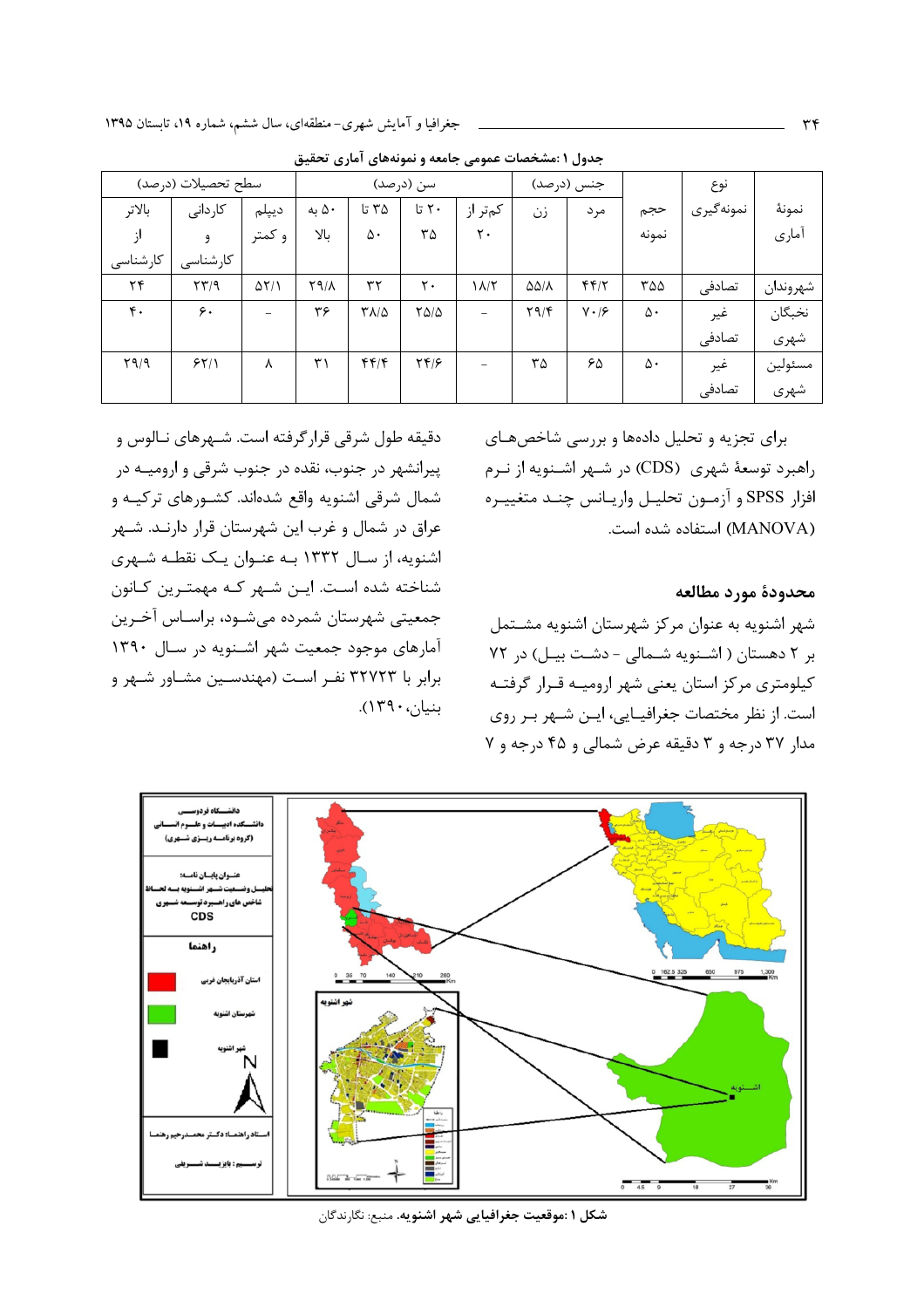جدول ۱ :مشخصات عمومی جامعه و نمونه‌های آماری تحقیق

| نمونهٔ آماری | نوع نمونه‌گیری | حجم نمونه | جنس (درصد) | | سن (درصد) | | | | سطح تحصیلات (درصد) | | |
|---|---|---|---|---|---|---|---|---|---|---|---|
| | | | مرد | زن | کمتر از ۲۰ | ۲۰ تا ۳۵ | ۳۵ تا ۵۰ | ۵۰ به بالا | دیپلم و کمتر | کاردانی و کارشناسی | بالاتر از کارشناسی |
| شهروندان | تصادفی | ۳۵۵ | ۴۴/۲ | ۵۵/۸ | ۱۸/۲ | ۲۰ | ۳۲ | ۲۹/۸ | ۵۲/۱ | ۲۳/۹ | ۲۴ |
| نخبگان شهری | غیر تصادفی | ۵۰ | ۷۰/۶ | ۲۹/۴ | – | ۲۵/۵ | ۳۸/۵ | ۳۶ | – | ۶۰ | ۴۰ |
| مسئولین شهری | غیر تصادفی | ۵۰ | ۶۵ | ۳۵ | – | ۲۴/۶ | ۴۴/۴ | ۳۱ | ۸ | ۶۲/۱ | ۲۹/۹ |

برای تجزیه و تحلیل داده‌ها و بررسی شاخص‌های راهبرد توسعهٔ شهری (CDS) در شهر اشنویه از نرم افزار SPSS و آزمون تحلیل واریانس چند متغییره (MANOVA) استفاده شده است.

## محدودهٔ مورد مطالعه

شهر اشنویه به عنوان مرکز شهرستان اشنویه مشتمل بر ۲ دهستان ( اشنویه شمالی - دشت بیل) در ۷۲ کیلومتری مرکز استان یعنی شهر ارومیه قرار گرفته است. از نظر مختصات جغرافیایی، این شهر بر روی مدار ۳۷ درجه و ۳ دقیقه عرض شمالی و ۴۵ درجه و ۷ دقیقه طول شرقی قرارگرفته است. شهرهای نالوس و پیرانشهر در جنوب، نقده در جنوب شرقی و ارومیه در شمال شرقی اشنویه واقع شده‌اند. کشورهای ترکیه و عراق در شمال و غرب این شهرستان قرار دارند. شهر اشنویه، از سال ۱۳۳۲ به عنوان یک نقطه شهری شناخته شده است. این شهر که مهمترین کانون جمعیتی شهرستان شمرده می‌شود، براساس آخرین آمارهای موجود جمعیت شهر اشنویه در سال ۱۳۹۰ برابر با ۳۲۷۲۳ نفر است (مهندسین مشاور شهر و بنیان،۱۳۹۰).

**شکل ۱ :موقعیت جغرافیایی شهر اشنویه.** منبع: نگارندگان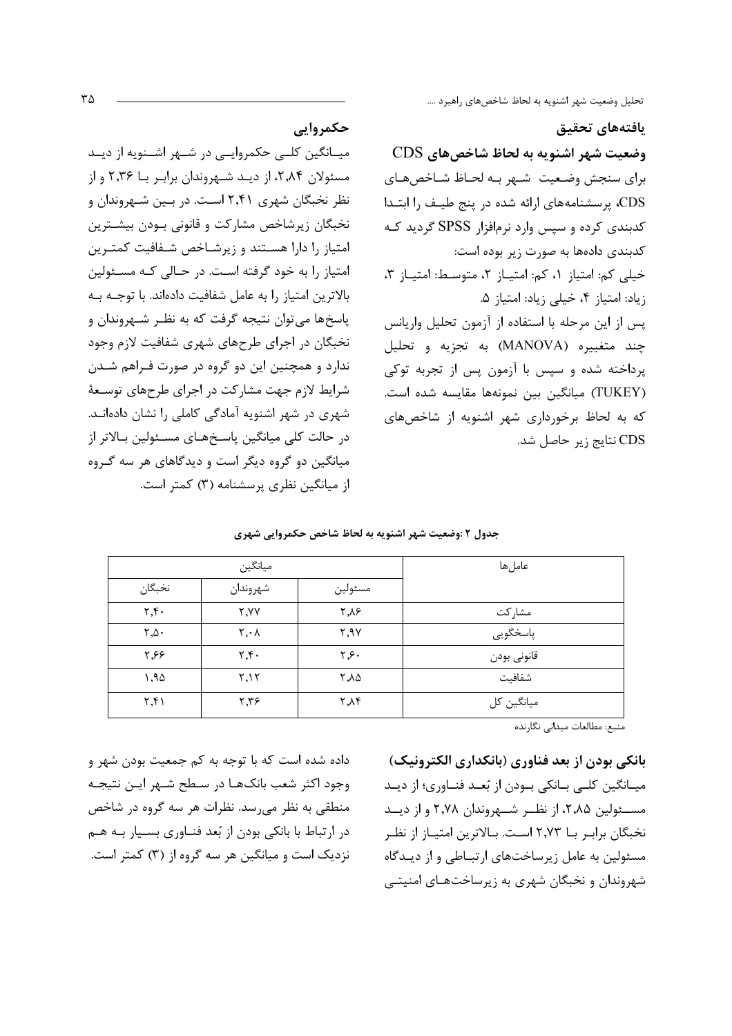## یافته‌های تحقیق

### وضعیت شهر اشنویه به لحاظ شاخص‌های CDS

برای سنجش وضعیت شهر به لحاظ شاخص‌های CDS، پرسشنامه‌های ارائه شده در پنج طیف را ابتدا کدبندی کرده و سپس وارد نرم‌افزار SPSS گردید که کدبندی داده‌ها به صورت زیر بوده است:

خیلی کم: امتیاز ۱، کم: امتیاز ۲، متوسط: امتیاز ۳، زیاد: امتیاز ۴، خیلی زیاد: امتیاز ۵.

پس از این مرحله با استفاده از آزمون تحلیل واریانس چند متغییره (MANOVA) به تجزیه و تحلیل پرداخته شده و سپس با آزمون پس از تجربه توکی (TUKEY) میانگین بین نمونه‌ها مقایسه شده است. که به لحاظ برخورداری شهر اشنویه از شاخص‌های CDS نتایج زیر حاصل شد.

### حکمروایی

میانگین کلی حکمروایی در شهر اشنویه از دید مسئولان ۲,۸۴، از دید شهروندان برابر با ۲,۳۶ و از نظر نخبگان شهری ۲,۴۱ است. در بین شهروندان و نخبگان زیرشاخص مشارکت و قانونی بودن بیشترین امتیاز را دارا هستند و زیرشاخص شفافیت کمترین امتیاز را به خود گرفته است. در حالی که مسئولین بالاترین امتیاز را به عامل شفافیت داده‌اند. با توجه به پاسخ‌ها می‌توان نتیجه گرفت که به نظر شهروندان و نخبگان در اجرای طرح‌های شهری شفافیت لازم وجود ندارد و همچنین این دو گروه در صورت فراهم شدن شرایط لازم جهت مشارکت در اجرای طرح‌های توسعهٔ شهری در شهر اشنویه آمادگی کاملی را نشان داده‌اند. در حالت کلی میانگین پاسخ‌های مسئولین بالاتر از میانگین دو گروه دیگر است و دیدگاهای هر سه گروه از میانگین نظری پرسشنامه (۳) کمتر است.

**جدول ۲ :وضعیت شهر اشنویه به لحاظ شاخص حکمروایی شهری**

| عامل‌ها | میانگین | | |
|---|---|---|---|
| | مسئولین | شهروندان | نخبگان |
| مشارکت | ۲,۸۶ | ۲,۷۷ | ۲,۴۰ |
| پاسخگویی | ۲,۹۷ | ۲,۰۸ | ۲,۵۰ |
| قانونی بودن | ۲,۶۰ | ۲,۴۰ | ۲,۶۶ |
| شفافیت | ۲,۸۵ | ۲,۱۲ | ۱,۹۵ |
| میانگین کل | ۲,۸۴ | ۲,۳۶ | ۲,۴۱ |

منبع: مطالعات میدانی نگارنده

### بانکی بودن از بعد فناوری (بانکداری الکترونیک)

میانگین کلی بانکی بودن از بُعد فناوری؛ از دید مسئولین ۲,۸۵، از نظر شهروندان ۲,۷۸ و از دید نخبگان برابر با ۲,۷۳ است. بالاترین امتیاز از نظر مسئولین به عامل زیرساخت‌های ارتباطی و از دیدگاه شهروندان و نخبگان شهری به زیرساخت‌های امنیتی داده شده است که با توجه به کم جمعیت بودن شهر و وجود اکثر شعب بانک‌ها در سطح شهر این نتیجه منطقی به نظر می‌رسد. نظرات هر سه گروه در شاخص در ارتباط با بانکی بودن از بُعد فناوری بسیار به هم نزدیک است و میانگین هر سه گروه از (۳) کمتر است.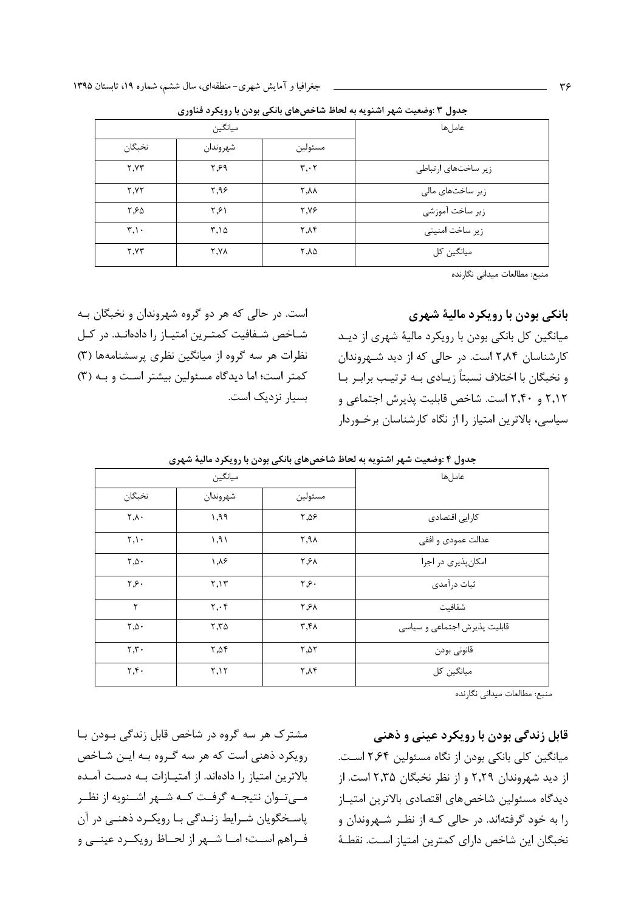**جدول ۳ :وضعیت شهر اشنویه به لحاظ شاخص‌های بانکی بودن با رویکرد فناوری**

| عامل‌ها | میانگین | | |
|---|---|---|---|
| | مسئولین | شهروندان | نخبگان |
| زیر ساخت‌های ارتباطی | ۳,۰۲ | ۲,۶۹ | ۲,۷۳ |
| زیر ساخت‌های مالی | ۲,۸۸ | ۲,۹۶ | ۲,۷۲ |
| زیر ساخت آموزشی | ۲,۷۶ | ۲,۶۱ | ۲,۶۵ |
| زیر ساخت امنیتی | ۲,۸۴ | ۳,۱۵ | ۳,۱۰ |
| میانگین کل | ۲,۸۵ | ۲,۷۸ | ۲,۷۳ |

منبع: مطالعات میدانی نگارنده

### بانکی بودن با رویکرد مالیهٔ شهری

میانگین کل بانکی بودن با رویکرد مالیهٔ شهری از دیـد کارشناسان ۲,۸۴ است. در حالی که از دید شـهروندان و نخبگان با اختلاف نسبتاً زیـادی بـه ترتیـب برابـر بـا ۲,۱۲ و ۲,۴۰ است. شاخص قابلیت پذیرش اجتماعی و سیاسی، بالاترین امتیاز را از نگاه کارشناسان برخـوردار است. در حالی که هر دو گروه شهروندان و نخبگان بـه شـاخص شـفافیت کمتـرین امتیـاز را داده‌انـد. در کـل نظرات هر سه گروه از میانگین نظری پرسشنامه‌ها (۳) کمتر است؛ اما دیدگاه مسئولین بیشتر اسـت و بـه (۳) بسیار نزدیک است.

**جدول ۴ :وضعیت شهر اشنویه به لحاظ شاخص‌های بانکی بودن با رویکرد مالیهٔ شهری**

| عامل‌ها | میانگین | | |
|---|---|---|---|
| | مسئولین | شهروندان | نخبگان |
| کارایی اقتصادی | ۲,۵۶ | ۱,۹۹ | ۲,۸۰ |
| عدالت عمودی و افقی | ۲,۹۸ | ۱,۹۱ | ۲,۱۰ |
| امکان‌پذیری در اجرا | ۲,۶۸ | ۱,۸۶ | ۲,۵۰ |
| ثبات درآمدی | ۲,۶۰ | ۲,۱۳ | ۲,۶۰ |
| شفافیت | ۲,۶۸ | ۲,۰۴ | ۲ |
| قابلیت پذیرش اجتماعی و سیاسی | ۳,۴۸ | ۲,۳۵ | ۲,۵۰ |
| قانونی بودن | ۲,۵۲ | ۲,۵۴ | ۲,۳۰ |
| میانگین کل | ۲,۸۴ | ۲,۱۲ | ۲,۴۰ |

منبع: مطالعات میدانی نگارنده

### قابل زندگی بودن با رویکرد عینی و ذهنی

میانگین کلی بانکی بودن از نگاه مسئولین ۲,۶۴ اسـت. از دید شهروندان ۲,۲۹ و از نظر نخبگان ۲,۳۵ است. از دیدگاه مسئولین شاخص‌های اقتصادی بالاترین امتیـاز را به خود گرفته‌اند. در حالی کـه از نظـر شـهروندان و نخبگان این شاخص دارای کمترین امتیاز اسـت. نقطـهٔ مشترک هر سه گروه در شاخص قابل زندگی بـودن بـا رویکرد ذهنی است که هر سه گـروه بـه ایـن شـاخص بالاترین امتیاز را داده‌اند. از امتیـازات بـه دسـت آمـده مـی‌تـوان نتیجـه گرفـت کـه شـهر اشـنویه از نظـر پاسـخگویان شـرایط زنـدگی بـا رویکـرد ذهنـی در آن فـراهم اسـت؛ امـا شـهر از لحـاظ رویکـرد عینـی و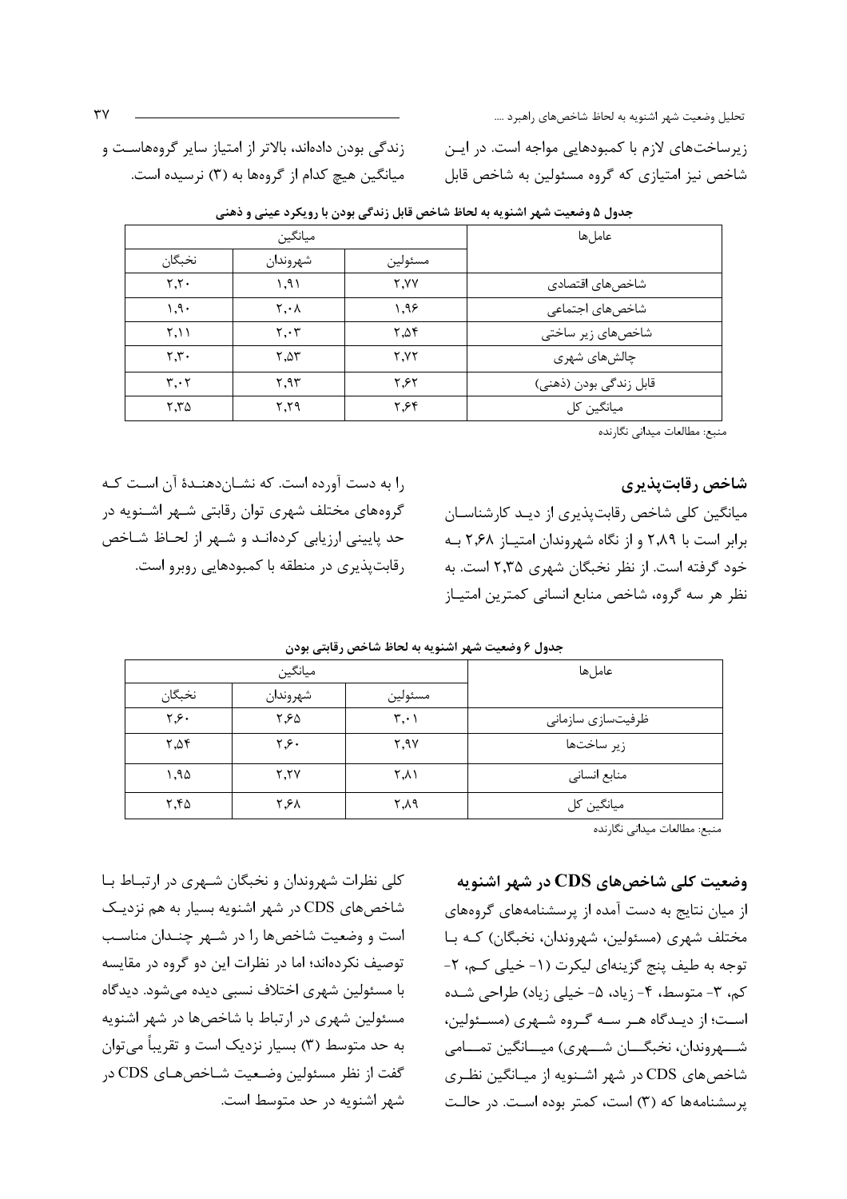زیرساخت‌های لازم با کمبودهایی مواجه است. در این شاخص نیز امتیازی که گروه مسئولین به شاخص قابل زندگی بودن داده‌اند، بالاتر از امتیاز سایر گروه‌هاست و میانگین هیچ کدام از گروه‌ها به (۳) نرسیده است.

**جدول ۵ وضعیت شهر اشنویه به لحاظ شاخص قابل زندگی بودن با رویکرد عینی و ذهنی**

| عامل‌ها | میانگین | | |
|---|---|---|---|
| | مسئولین | شهروندان | نخبگان |
| شاخص‌های اقتصادی | ۲،۷۷ | ۱،۹۱ | ۲،۲۰ |
| شاخص‌های اجتماعی | ۱،۹۶ | ۲،۰۸ | ۱،۹۰ |
| شاخص‌های زیر ساختی | ۲،۵۴ | ۲،۰۳ | ۲،۱۱ |
| چالش‌های شهری | ۲،۷۲ | ۲،۵۳ | ۲،۳۰ |
| قابل زندگی بودن (ذهنی) | ۲،۶۲ | ۲،۹۳ | ۳،۰۲ |
| میانگین کل | ۲،۶۴ | ۲،۲۹ | ۲،۳۵ |

منبع: مطالعات میدانی نگارنده

### شاخص رقابت‌پذیری

میانگین کلی شاخص رقابت‌پذیری از دید کارشناسان برابر است با ۲،۸۹ و از نگاه شهروندان امتیاز ۲،۶۸ به خود گرفته است. از نظر نخبگان شهری ۲،۳۵ است. به نظر هر سه گروه، شاخص منابع انسانی کمترین امتیاز را به دست آورده است. که نشان‌دهندۀ آن است که گروه‌های مختلف شهری توان رقابتی شهر اشنویه در حد پایینی ارزیابی کرده‌اند و شهر از لحاظ شاخص رقابت‌پذیری در منطقه با کمبودهایی روبرو است.

**جدول ۶ وضعیت شهر اشنویه به لحاظ شاخص رقابتی بودن**

| عامل‌ها | میانگین | | |
|---|---|---|---|
| | مسئولین | شهروندان | نخبگان |
| ظرفیت‌سازی سازمانی | ۳،۰۱ | ۲،۶۵ | ۲،۶۰ |
| زیر ساخت‌ها | ۲،۹۷ | ۲،۶۰ | ۲،۵۴ |
| منابع انسانی | ۲،۸۱ | ۲،۲۷ | ۱،۹۵ |
| میانگین کل | ۲،۸۹ | ۲،۶۸ | ۲،۴۵ |

منبع: مطالعات میدانی نگارنده

### وضعیت کلی شاخص‌های CDS در شهر اشنویه

از میان نتایج به دست آمده از پرسشنامه‌های گروه‌های مختلف شهری (مسئولین، شهروندان، نخبگان) که با توجه به طیف پنج گزینه‌ای لیکرت (۱- خیلی کم، ۲- کم، ۳- متوسط، ۴- زیاد، ۵- خیلی زیاد) طراحی شده است؛ از دیدگاه هر سه گروه شهری (مسئولین، شهروندان، نخبگان شهری) میانگین تمامی شاخص‌های CDS در شهر اشنویه از میانگین نظری پرسشنامه‌ها که (۳) است، کمتر بوده است. در حالت کلی نظرات شهروندان و نخبگان شهری در ارتباط با شاخص‌های CDS در شهر اشنویه بسیار به هم نزدیک است و وضعیت شاخص‌ها را در شهر چندان مناسب توصیف نکرده‌اند؛ اما در نظرات این دو گروه در مقایسه با مسئولین شهری اختلاف نسبی دیده می‌شود. دیدگاه مسئولین شهری در ارتباط با شاخص‌ها در شهر اشنویه به حد متوسط (۳) بسیار نزدیک است و تقریباً می‌توان گفت از نظر مسئولین وضعیت شاخص‌های CDS در شهر اشنویه در حد متوسط است.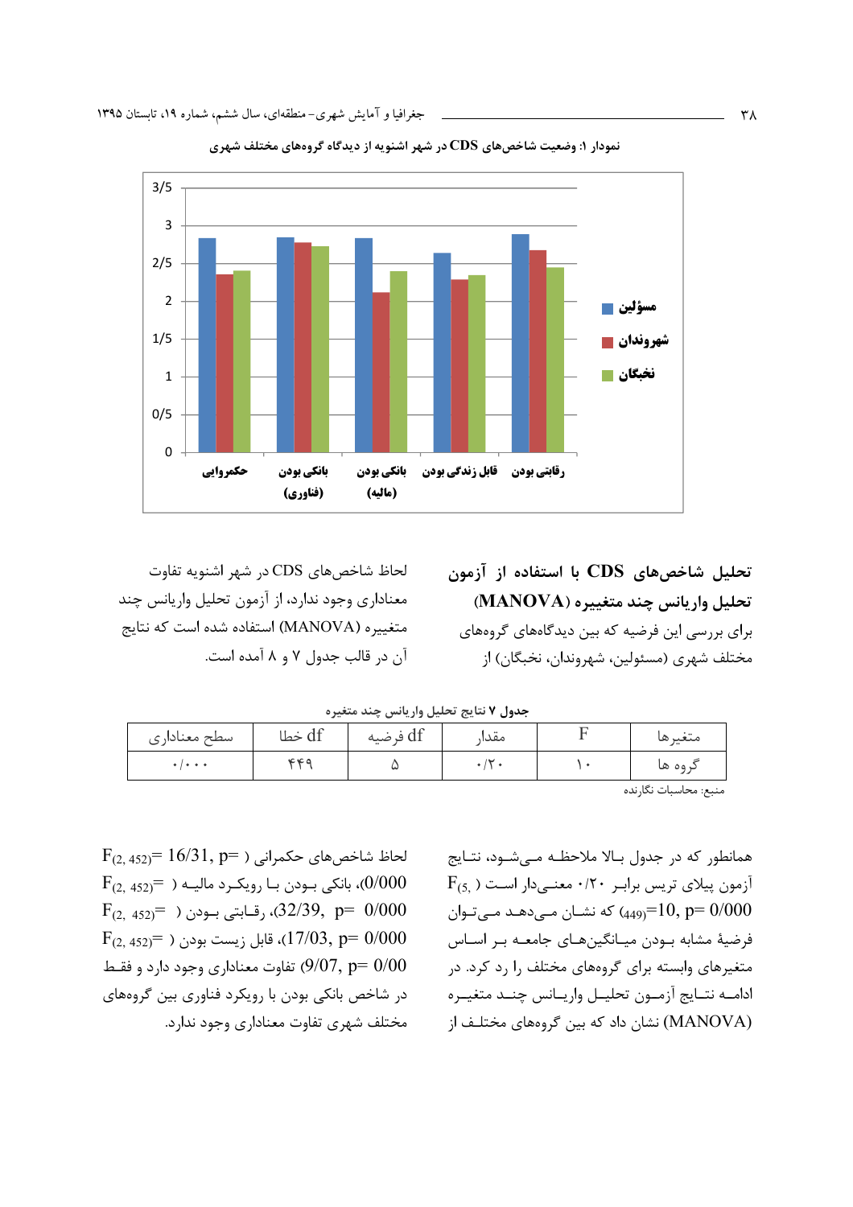نمودار ۱: وضعیت شاخص‌های CDS در شهر اشنویه از دیدگاه گروه‌های مختلف شهری

## تحلیل شاخص‌های CDS با استفاده از آزمون تحلیل واریانس چند متغییره (MANOVA)

برای بررسی این فرضیه که بین دیدگاه‌های گروه‌های مختلف شهری (مسئولین، شهروندان، نخبگان) از لحاظ شاخص‌های CDS در شهر اشنویه تفاوت معناداری وجود ندارد، از آزمون تحلیل واریانس چند متغییره (MANOVA) استفاده شده است که نتایج آن در قالب جدول ۷ و ۸ آمده است.

جدول ۷ نتایج تحلیل واریانس چند متغیره

| متغیرها | F | مقدار | df فرضیه | df خطا | سطح معناداری |
|---|---|---|---|---|---|
| گروه ها | ۱۰ | ۰/۲۰ | ۵ | ۴۴۹ | ۰/۰۰۰ |

منبع: محاسبات نگارنده

همانطور که در جدول بالا ملاحظه می‌شود، نتایج آزمون پیلای تریس برابر ۰/۲۰ معنی‌دار است ( $F_{(5, 449)}=10$, $p= 0/000$) که نشان می‌دهد می‌توان فرضیهٔ مشابه بودن میانگین‌های جامعه بر اساس متغیرهای وابسته برای گروه‌های مختلف را رد کرد. در ادامه نتایج آزمون تحلیل واریانس چند متغیره (MANOVA) نشان داد که بین گروه‌های مختلف از لحاظ شاخص‌های حکمرانی ( $F_{(2, 452)}= 16/31$, $p= 0/000$)، بانکی بودن با رویکرد مالیه ( $F_{(2, 452)}= 32/39$, $p= 0/000$)، رقابتی بودن ( $F_{(2, 452)}= 17/03$, $p= 0/000$)، قابل زیست بودن ( $F_{(2, 452)}= 9/07$, $p= 0/00$) تفاوت معناداری وجود دارد و فقط در شاخص بانکی بودن با رویکرد فناوری بین گروه‌های مختلف شهری تفاوت معناداری وجود ندارد.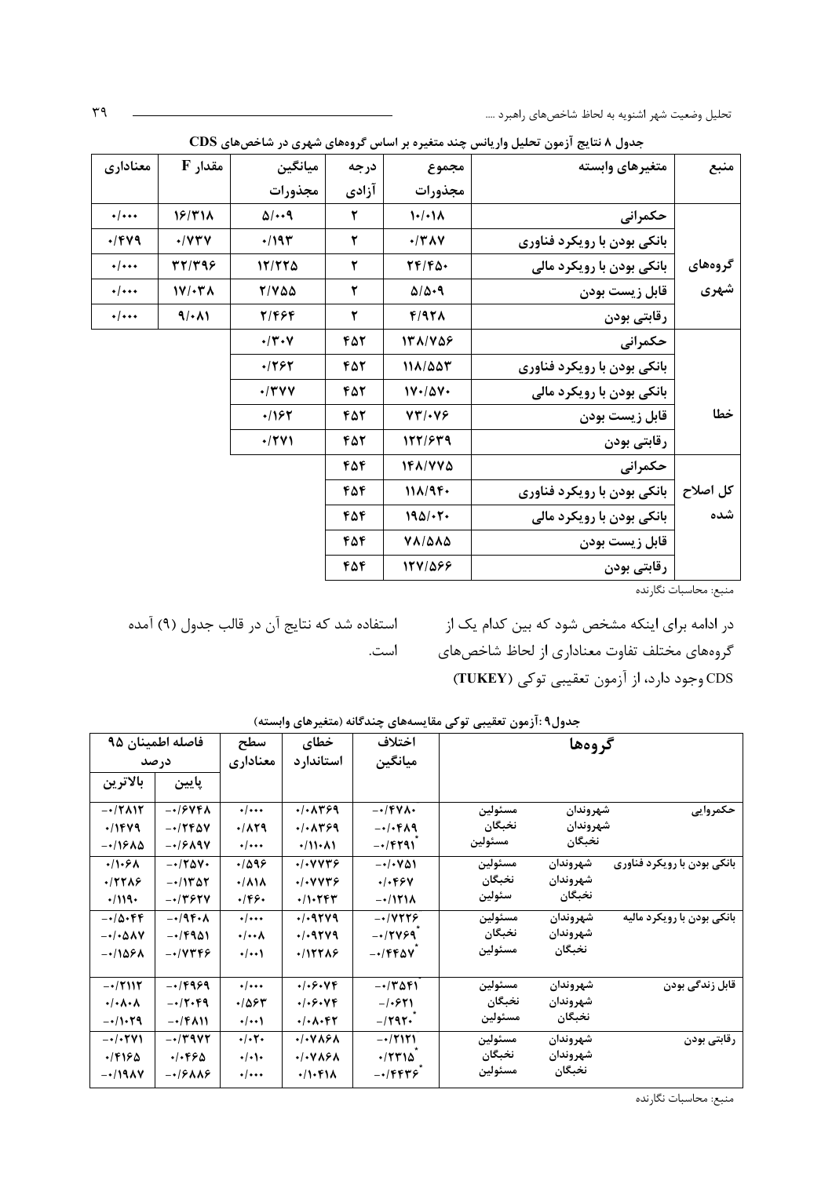جدول ۸ نتایج آزمون تحلیل واریانس چند متغیره بر اساس گروه‌های شهری در شاخص‌های CDS

| منبع | متغیرهای وابسته | مجموع مجذورات | درجه آزادی | میانگین مجذورات | مقدار F | معناداری |
|---|---|---|---|---|---|---|
| گروه‌های شهری | حکمرانی | ۱۰/۰۱۸ | ۲ | ۵/۰۰۹ | ۱۶/۳۱۸ | ۰/۰۰۰ |
| | بانکی بودن با رویکرد فناوری | ۰/۳۸۷ | ۲ | ۰/۱۹۳ | ۰/۷۳۷ | ۰/۴۷۹ |
| | بانکی بودن با رویکرد مالی | ۲۴/۴۵۰ | ۲ | ۱۲/۲۲۵ | ۳۲/۳۹۶ | ۰/۰۰۰ |
| | قابل زیست بودن | ۵/۵۰۹ | ۲ | ۲/۷۵۵ | ۱۷/۰۳۸ | ۰/۰۰۰ |
| | رقابتی بودن | ۴/۹۲۸ | ۲ | ۲/۴۶۴ | ۹/۰۸۱ | ۰/۰۰۰ |
| خطا | حکمرانی | ۱۳۸/۷۵۶ | ۴۵۲ | ۰/۳۰۷ | | |
| | بانکی بودن با رویکرد فناوری | ۱۱۸/۵۵۳ | ۴۵۲ | ۰/۲۶۲ | | |
| | بانکی بودن با رویکرد مالی | ۱۷۰/۵۷۰ | ۴۵۲ | ۰/۳۷۷ | | |
| | قابل زیست بودن | ۷۳/۰۷۶ | ۴۵۲ | ۰/۱۶۲ | | |
| | رقابتی بودن | ۱۲۲/۶۳۹ | ۴۵۲ | ۰/۲۷۱ | | |
| کل اصلاح شده | حکمرانی | ۱۴۸/۷۷۵ | ۴۵۴ | | | |
| | بانکی بودن با رویکرد فناوری | ۱۱۸/۹۴۰ | ۴۵۴ | | | |
| | بانکی بودن با رویکرد مالی | ۱۹۵/۰۲۰ | ۴۵۴ | | | |
| | قابل زیست بودن | ۷۸/۵۸۵ | ۴۵۴ | | | |
| | رقابتی بودن | ۱۲۷/۵۶۶ | ۴۵۴ | | | |

منبع: محاسبات نگارنده

در ادامه برای اینکه مشخص شود که بین کدام یک از گروه‌های مختلف تفاوت معناداری از لحاظ شاخص‌های CDS وجود دارد، از آزمون تعقیبی توکی (TUKEY) استفاده شد که نتایج آن در قالب جدول (۹) آمده است.

جدول۹ :آزمون تعقیبی توکی مقایسه‌های چندگانه (متغیرهای وابسته)

| گروه‌ها | | | اختلاف میانگین | خطای استاندارد | سطح معناداری | فاصله اطمینان ۹۵ درصد | |
|---|---|---|---|---|---|---|---|
| | | | | | | پایین | بالاترین |
| حکمروایی | شهروندان | مسئولین | -۰/۴۷۸۰ | ۰/۰۸۳۶۹ | ۰/۰۰۰ | -۰/۶۷۴۸ | -۰/۲۸۱۲ |
| | شهروندان | نخبگان | -۰/۰۴۸۹ | ۰/۰۸۳۶۹ | ۰/۸۲۹ | -۰/۲۴۵۷ | ۰/۱۴۷۹ |
| | نخبگان | مسئولین | -۰/۴۲۹۱* | ۰/۱۱۰۸۱ | ۰/۰۰۰ | -۰/۶۸۹۷ | -۰/۱۶۸۵ |
| بانکی بودن با رویکرد فناوری | شهروندان | مسئولین | -۰/۰۷۵۱ | ۰/۰۷۷۳۶ | ۰/۵۹۶ | -۰/۲۵۷۰ | ۰/۱۰۶۸ |
| | شهروندان | نخبگان | ۰/۰۴۶۷ | ۰/۰۷۷۳۶ | ۰/۸۱۸ | -۰/۱۳۵۲ | ۰/۲۲۸۶ |
| | نخبگان | سئولین | -۰/۱۲۱۸ | ۰/۱۰۲۴۳ | ۰/۴۶۰ | -۰/۳۶۲۷ | ۰/۱۱۹۰ |
| بانکی بودن با رویکرد مالیه | شهروندان | مسئولین | -۰/۷۲۲۶ | ۰/۰۹۲۷۹ | ۰/۰۰۰ | -۰/۹۴۰۸ | -۰/۵۰۴۴ |
| | شهروندان | نخبگان | -۰/۲۷۶۹* | ۰/۰۹۲۷۹ | ۰/۰۰۸ | -۰/۴۹۵۱ | -۰/۰۵۸۷ |
| | نخبگان | مسئولین | -۰/۴۴۵۷* | ۰/۱۲۲۸۶ | ۰/۰۰۱ | -۰/۷۳۴۶ | -۰/۱۵۶۸ |
| قابل زندگی بودن | شهروندان | مسئولین | -۰/۳۵۴۱* | ۰/۰۶۰۷۴ | ۰/۰۰۰ | -۰/۴۹۶۹ | -۰/۲۱۱۲ |
| | شهروندان | نخبگان | -/۰۶۲۱ | ۰/۰۶۰۷۴ | ۰/۵۶۳ | -۰/۲۰۴۹ | ۰/۰۸۰۸ |
| | نخبگان | مسئولین | -/۲۹۲۰* | ۰/۰۸۰۴۲ | ۰/۰۰۱ | -۰/۴۸۱۱ | -۰/۱۰۲۹ |
| رقابتی بودن | شهروندان | مسئولین | -۰/۲۱۲۱ | ۰/۰۷۸۶۸ | ۰/۰۲۰ | -۰/۳۹۷۲ | -۰/۰۲۷۱ |
| | شهروندان | نخبگان | ۰/۲۳۱۵* | ۰/۰۷۸۶۸ | ۰/۰۱۰ | ۰/۰۴۶۵ | ۰/۴۱۶۵ |
| | نخبگان | مسئولین | -۰/۴۴۳۶* | ۰/۱۰۴۱۸ | ۰/۰۰۰ | -۰/۶۸۸۶ | -۰/۱۹۸۷ |

منبع: محاسبات نگارنده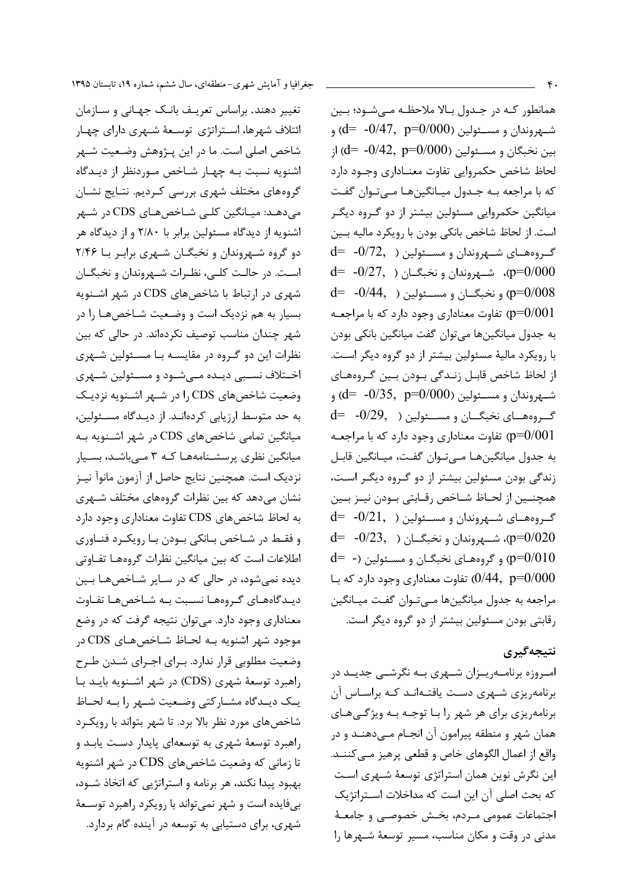همانطور که در جدول بالا ملاحظه می‌شود؛ بین شهروندان و مسئولین ($d= -0/47, p=0/000$) و بین نخبگان و مسئولین ($d= -0/42, p=0/000$) از لحاظ شاخص حکمروایی تفاوت معناداری وجود دارد که با مراجعه به جدول میانگین‌ها می‌توان گفت میانگین حکمروایی مسئولین بیشتر از دو گروه دیگر است. از لحاظ شاخص بانکی بودن با رویکرد مالیه بین گروه‌های شهروندان و مسئولین ($d= -0/72, p=0/000$)، شهروندان و نخبگان ($d= -0/27, p=0/008$) و نخبگان و مسئولین ($d= -0/44, p=0/001$) تفاوت معناداری وجود دارد که با مراجعه به جدول میانگین‌ها می‌توان گفت میانگین بانکی بودن با رویکرد مالیهٔ مسئولین بیشتر از دو گروه دیگر است. از لحاظ شاخص قابل زندگی بودن بین گروه‌های شهروندان و مسئولین ($d= -0/35, p=0/000$) و گروه‌های نخبگان و مسئولین ($d= -0/29, p=0/001$) تفاوت معناداری وجود دارد که با مراجعه به جدول میانگین‌ها می‌توان گفت، میانگین قابل زندگی بودن مسئولین بیشتر از دو گروه دیگر است، همچنین از لحاظ شاخص رقابتی بودن نیز بین گروه‌های شهروندان و مسئولین ($d= -0/21, p=0/020$)، شهروندان و نخبگان ($d= -0/23, p=0/010$) و گروه‌های نخبگان و مسئولین ($d= -0/44, p=0/000$) تفاوت معناداری وجود دارد که با مراجعه به جدول میانگین‌ها می‌توان گفت میانگین رقابتی بودن مسئولین بیشتر از دو گروه دیگر است.

## نتیجه‌گیری

امروزه برنامه‌ریزان شهری به نگرشی جدید در برنامه‌ریزی شهری دست یافته‌اند که براساس آن برنامه‌ریزی برای هر شهر را با توجه به ویژگی‌های همان شهر و منطقه پیرامون آن انجام می‌دهند و در واقع از اعمال الگوهای خاص و قطعی پرهیز می‌کنند. این نگرش نوین همان استراتژی توسعهٔ شهری است که بحث اصلی آن این است که مداخلات استراتژیک اجتماعات عمومی مردم، بخش خصوصی و جامعهٔ مدنی در وقت و مکان مناسب، مسیر توسعهٔ شهرها را تغییر دهند. براساس تعریف بانک جهانی و سازمان ائتلاف شهرها، استراتژی توسعهٔ شهری دارای چهار شاخص اصلی است. ما در این پژوهش وضعیت شهر اشنویه نسبت به چهار شاخص موردنظر از دیدگاه گروه‌های مختلف شهری بررسی کردیم. نتایج نشان می‌دهد: میانگین کلی شاخص‌های CDS در شهر اشنویه از دیدگاه مسئولین برابر با ۲/۸۰ و از دیدگاه هر دو گروه شهروندان و نخبگان شهری برابر با ۲/۴۶ است. در حالت کلی، نظرات شهروندان و نخبگان شهری در ارتباط با شاخص‌های CDS در شهر اشنویه بسیار به هم نزدیک است و وضعیت شاخص‌ها را در شهر چندان مناسب توصیف نکرده‌اند. در حالی که بین نظرات این دو گروه در مقایسه با مسئولین شهری اختلاف نسبی دیده می‌شود و مسئولین شهری وضعیت شاخص‌های CDS را در شهر اشنویه نزدیک به حد متوسط ارزیابی کرده‌اند. از دیدگاه مسئولین، میانگین تمامی شاخص‌های CDS در شهر اشنویه به میانگین نظری پرسشنامه‌ها که ۳ می‌باشد، بسیار نزدیک است. همچنین نتایج حاصل از آزمون مانوآ نیز نشان می‌دهد که بین نظرات گروه‌های مختلف شهری به لحاظ شاخص‌های CDS تفاوت معناداری وجود دارد و فقط در شاخص بانکی بودن با رویکرد فناوری اطلاعات است که بین میانگین نظرات گروه‌ها تفاوتی دیده نمی‌شود، در حالی که در سایر شاخص‌ها بین دیدگاه‌های گروه‌ها نسبت به شاخص‌ها تفاوت معناداری وجود دارد. می‌توان نتیجه گرفت که در وضع موجود شهر اشنویه به لحاظ شاخص‌های CDS در وضعیت مطلوبی قرار ندارد. برای اجرای شدن طرح راهبرد توسعهٔ شهری (CDS) در شهر اشنویه باید با یک دیدگاه مشارکتی وضعیت شهر را به لحاظ شاخص‌های مورد نظر بالا برد. تا شهر بتواند با رویکرد راهبرد توسعهٔ شهری به توسعه‌ای پایدار دست یابد و تا زمانی که وضعیت شاخص‌های CDS در شهر اشنویه بهبود پیدا نکند، هر برنامه و استراتژیی که اتخاذ شود، بی‌فایده است و شهر نمی‌تواند با رویکرد راهبرد توسعهٔ شهری، برای دستیابی به توسعه در آینده گام بردارد.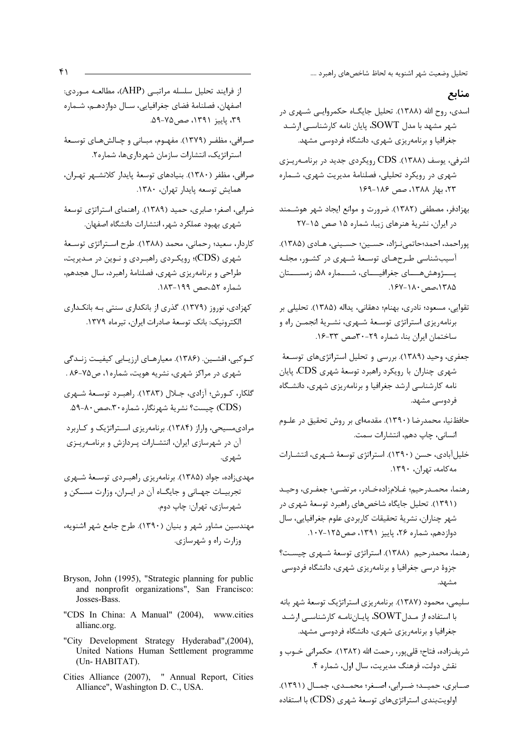## منابع

اسدی، روح الله (۱۳۸۸). تحلیل جایگاه حکمروایی شهری در شهر مشهد با مدل SOWT، پایان نامه کارشناسی ارشد جغرافیا و برنامه‌ریزی شهری، دانشگاه فردوسی مشهد.

اشرفی، یوسف (۱۳۸۸). CDS رویکردی جدید در برنامه‌ریزی شهری در رویکرد تحلیلی، فصلنامهٔ مدیریت شهری، شماره ۲۳، بهار ۱۳۸۸، صص ۱۸۶-۱۶۹

بهزادفر، مصطفی (۱۳۸۲). ضرورت و موانع ایجاد شهر هوشمند در ایران، نشریهٔ هنرهای زیبا، شماره ۱۵ صص ۱۵-۲۷

پوراحمد، احمد؛حاتمی‌نژاد، حسین؛ حسینی، هادی (۱۳۸۵). آسیب‌شناسی طرح‌های توسعهٔ شهری در کشور، مجله پژوهش‌های جغرافیایی، شماره ۵۸، زمستان ۱۳۸۵،صص ۱۸۰-۱۶۷.

تقوایی، مسعود؛ نادری، بهنام؛ دهقانی، یداله (۱۳۸۵). تحلیلی بر برنامه‌ریزی استراتژی توسعهٔ شهری، نشریهٔ انجمن راه و ساختمان ایران بنا، شماره ۲۹-۳۰صص ۳۳-۱۶.

جعفری، وحید (۱۳۸۹). بررسی و تحلیل استراتژی‌های توسعهٔ شهری چناران با رویکرد راهبرد توسعهٔ شهری CDS، پایان نامه کارشناسی ارشد جغرافیا و برنامه‌ریزی شهری، دانشگاه فردوسی مشهد.

حافظ‌نیا، محمدرضا (۱۳۹۰). مقدمه‌ای بر روش تحقیق در علوم انسانی، چاپ دهم، انتشارات سمت.

خلیل‌آبادی، حسن (۱۳۹۰). استراتژی توسعهٔ شهری، انتشارات مه‌کامه، تهران، ۱۳۹۰.

رهنما، محمدرحیم؛ غلام‌زاده‌خادر، مرتضی؛ جعفری، وحید (۱۳۹۱). تحلیل جایگاه شاخص‌های راهبرد توسعهٔ شهری در شهر چناران، نشریهٔ تحقیقات کاربردی علوم جغرافیایی، سال دوازدهم، شماره ۲۶، پاییز ۱۳۹۱، صص۱۲۵-۱۰۷.

رهنما، محمدرحیم (۱۳۸۸). استراتژی توسعهٔ شهری چیست؟ جزوهٔ درسی جغرافیا و برنامه‌ریزی شهری، دانشگاه فردوسی مشهد.

سلیمی، محمود (۱۳۸۷). برنامه‌ریزی استراتژیک توسعهٔ شهر بانه با استفاده از مدلSOWT، پایان‌نامه کارشناسی ارشد جغرافیا و برنامه‌ریزی شهری، دانشگاه فردوسی مشهد.

شریف‌زاده، فتاح؛ قلی‌پور، رحمت الله (۱۳۸۲). حکمرانی خوب و نقش دولت، فرهنگ مدیریت، سال اول، شماره ۴.

صابری، حمید؛ ضرابی، اصغر؛ محمدی، جمال (۱۳۹۱). اولویت‌بندی استراتژی‌های توسعهٔ شهری (CDS) با استفاده از فرایند تحلیل سلسله مراتبی (AHP)، مطالعه موردی: اصفهان، فصلنامهٔ فضای جغرافیایی، سال دوازدهم، شماره ۳۹، پاییز ۱۳۹۱، صص۷۵-۵۹.

صرافی، مظفر (۱۳۷۹). مفهوم، مبانی و چالش‌های توسعهٔ استراتژیک، انتشارات سازمان شهرداری‌ها، شماره۲.

صرافی، مظفر (۱۳۸۰). بنیادهای توسعهٔ پایدار کلانشهر تهران، همایش توسعه پایدار تهران، ۱۳۸۰.

ضرابی، اصغر؛ صابری، حمید (۱۳۸۹). راهنمای استراتژی توسعهٔ شهری بهبود عملکرد شهر، انتشارات دانشگاه اصفهان.

کاردار، سعید؛ رحمانی، محمد (۱۳۸۸). طرح استراتژی توسعهٔ شهری (CDS)؛ رویکردی راهبردی و نوین در مدیریت، طراحی و برنامه‌ریزی شهری، فصلنامهٔ راهبرد، سال هجدهم، شماره ۵۲،صص ۱۹۹-۱۸۳.

کهزادی، نوروز (۱۳۷۹). گذری از بانکداری سنتی به بانکداری الکترونیک: بانک توسعهٔ صادرات ایران، تیرماه ۱۳۷۹.

کوکبی، افشین (۱۳۸۶). معیارهای ارزیابی کیفیت زندگی شهری در مراکز شهری، نشریه هویت، شماره۱، ص۷۵-۸۶ .

گلکار، کورش؛ آزادی، جلال (۱۳۸۳). راهبرد توسعهٔ شهری (CDS) چیست؟ نشریهٔ شهرنگار، شماره۳۰،صص۸۰-۵۹.

مرادی‌مسیحی، واراز (۱۳۸۴). برنامه‌ریزی استراتژیک و کاربرد آن در شهرسازی ایران، انتشارات پردازش و برنامه‌ریزی شهری.

مهدی‌زاده، جواد (۱۳۸۵). برنامه‌ریزی راهبردی توسعهٔ شهری تجربیات جهانی و جایگاه آن در ایران، وزارت مسکن و شهرسازی، تهران: چاپ دوم.

مهندسین مشاور شهر و بنیان (۱۳۹۰). طرح جامع شهر اشنویه، وزارت راه و شهرسازی.

Bryson, John (1995), "Strategic planning for public and nonprofit organizations", San Francisco: Josses-Bass.

"CDS In China: A Manual" (2004), www.cities allianc.org.

"City Development Strategy Hyderabad",(2004), United Nations Human Settlement programme (Un- HABITAT).

Cities Alliance (2007), " Annual Report, Cities Alliance", Washington D. C., USA.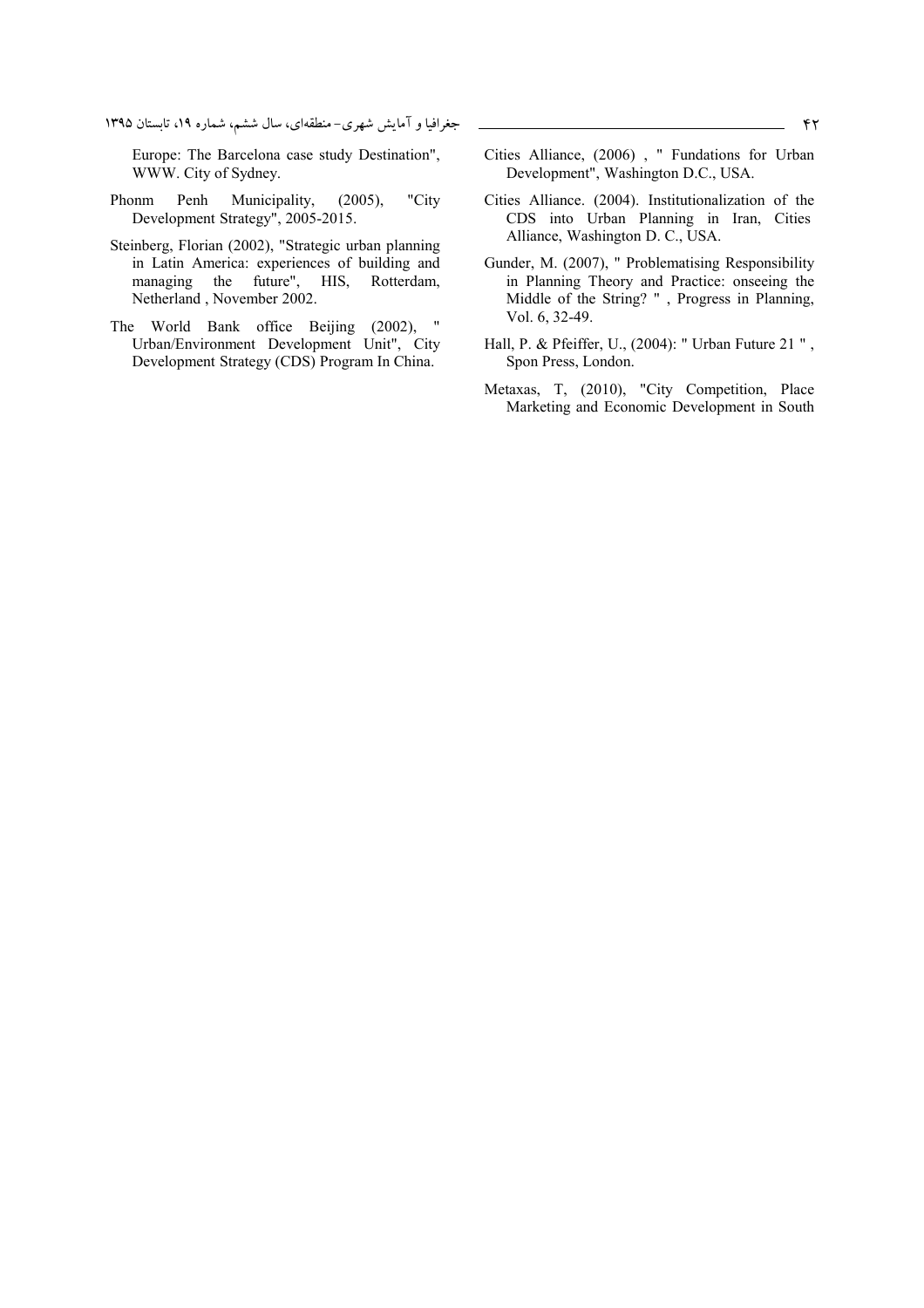Cities Alliance, (2006) , " Fundations for Urban Development", Washington D.C., USA.

Cities Alliance. (2004). Institutionalization of the CDS into Urban Planning in Iran, Cities Alliance, Washington D. C., USA.

Gunder, M. (2007), " Problematising Responsibility in Planning Theory and Practice: onseeing the Middle of the String? " , Progress in Planning, Vol. 6, 32-49.

Hall, P. & Pfeiffer, U., (2004): " Urban Future 21 " , Spon Press, London.

Metaxas, T, (2010), "City Competition, Place Marketing and Economic Development in South Europe: The Barcelona case study Destination", WWW. City of Sydney.

Phonm Penh Municipality, (2005), "City Development Strategy", 2005-2015.

Steinberg, Florian (2002), "Strategic urban planning in Latin America: experiences of building and managing the future", HIS, Rotterdam, Netherland , November 2002.

The World Bank office Beijing (2002), " Urban/Environment Development Unit", City Development Strategy (CDS) Program In China.